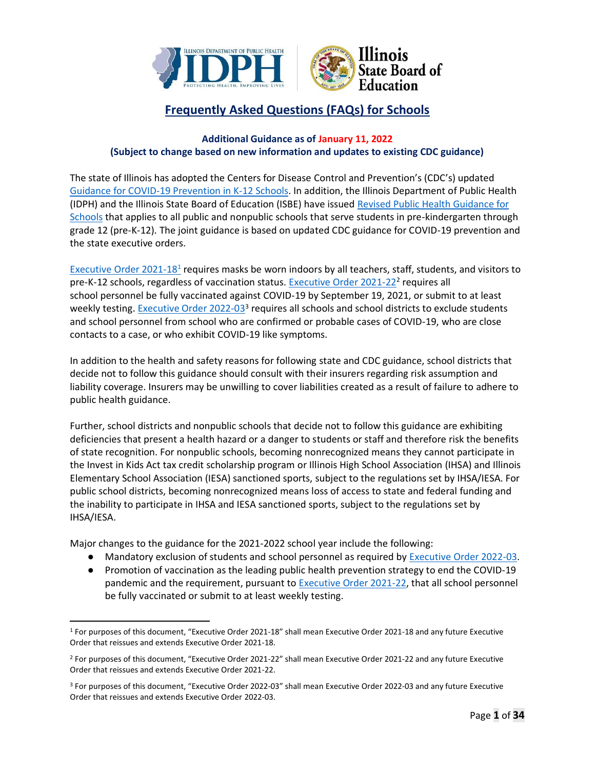# Frequently Asked Questions (FAQs) for Schools

**Additional Guidance as of January 11, 2022**
**(Subject to change based on new information and updates to existing CDC guidance)**

The state of Illinois has adopted the Centers for Disease Control and Prevention's (CDC's) updated Guidance for COVID-19 Prevention in K-12 Schools. In addition, the Illinois Department of Public Health (IDPH) and the Illinois State Board of Education (ISBE) have issued Revised Public Health Guidance for Schools that applies to all public and nonpublic schools that serve students in pre-kindergarten through grade 12 (pre-K-12). The joint guidance is based on updated CDC guidance for COVID-19 prevention and the state executive orders.

Executive Order 2021-18[1] requires masks be worn indoors by all teachers, staff, students, and visitors to pre-K-12 schools, regardless of vaccination status. Executive Order 2021-22[2] requires all school personnel be fully vaccinated against COVID-19 by September 19, 2021, or submit to at least weekly testing. Executive Order 2022-03[3] requires all schools and school districts to exclude students and school personnel from school who are confirmed or probable cases of COVID-19, who are close contacts to a case, or who exhibit COVID-19 like symptoms.

In addition to the health and safety reasons for following state and CDC guidance, school districts that decide not to follow this guidance should consult with their insurers regarding risk assumption and liability coverage. Insurers may be unwilling to cover liabilities created as a result of failure to adhere to public health guidance.

Further, school districts and nonpublic schools that decide not to follow this guidance are exhibiting deficiencies that present a health hazard or a danger to students or staff and therefore risk the benefits of state recognition. For nonpublic schools, becoming nonrecognized means they cannot participate in the Invest in Kids Act tax credit scholarship program or Illinois High School Association (IHSA) and Illinois Elementary School Association (IESA) sanctioned sports, subject to the regulations set by IHSA/IESA. For public school districts, becoming nonrecognized means loss of access to state and federal funding and the inability to participate in IHSA and IESA sanctioned sports, subject to the regulations set by IHSA/IESA.

Major changes to the guidance for the 2021-2022 school year include the following:

- Mandatory exclusion of students and school personnel as required by Executive Order 2022-03.
- Promotion of vaccination as the leading public health prevention strategy to end the COVID-19 pandemic and the requirement, pursuant to Executive Order 2021-22, that all school personnel be fully vaccinated or submit to at least weekly testing.

---

[1] For purposes of this document, "Executive Order 2021-18" shall mean Executive Order 2021-18 and any future Executive Order that reissues and extends Executive Order 2021-18.

[2] For purposes of this document, "Executive Order 2021-22" shall mean Executive Order 2021-22 and any future Executive Order that reissues and extends Executive Order 2021-22.

[3] For purposes of this document, "Executive Order 2022-03" shall mean Executive Order 2022-03 and any future Executive Order that reissues and extends Executive Order 2022-03.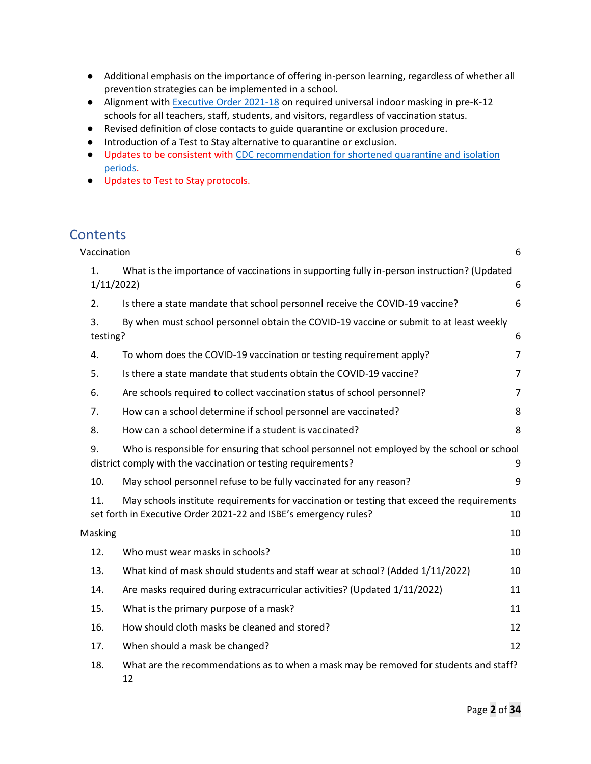- Additional emphasis on the importance of offering in-person learning, regardless of whether all prevention strategies can be implemented in a school.
- Alignment with Executive Order 2021-18 on required universal indoor masking in pre-K-12 schools for all teachers, staff, students, and visitors, regardless of vaccination status.
- Revised definition of close contacts to guide quarantine or exclusion procedure.
- Introduction of a Test to Stay alternative to quarantine or exclusion.
- Updates to be consistent with CDC recommendation for shortened quarantine and isolation periods.
- Updates to Test to Stay protocols.

## Contents

Vaccination 6

1. What is the importance of vaccinations in supporting fully in-person instruction? (Updated 1/11/2022) 6
2. Is there a state mandate that school personnel receive the COVID-19 vaccine? 6
3. By when must school personnel obtain the COVID-19 vaccine or submit to at least weekly testing? 6
4. To whom does the COVID-19 vaccination or testing requirement apply? 7
5. Is there a state mandate that students obtain the COVID-19 vaccine? 7
6. Are schools required to collect vaccination status of school personnel? 7
7. How can a school determine if school personnel are vaccinated? 8
8. How can a school determine if a student is vaccinated? 8
9. Who is responsible for ensuring that school personnel not employed by the school or school district comply with the vaccination or testing requirements? 9
10. May school personnel refuse to be fully vaccinated for any reason? 9
11. May schools institute requirements for vaccination or testing that exceed the requirements set forth in Executive Order 2021-22 and ISBE's emergency rules? 10

Masking 10

12. Who must wear masks in schools? 10
13. What kind of mask should students and staff wear at school? (Added 1/11/2022) 10
14. Are masks required during extracurricular activities? (Updated 1/11/2022) 11
15. What is the primary purpose of a mask? 11
16. How should cloth masks be cleaned and stored? 12
17. When should a mask be changed? 12
18. What are the recommendations as to when a mask may be removed for students and staff? 12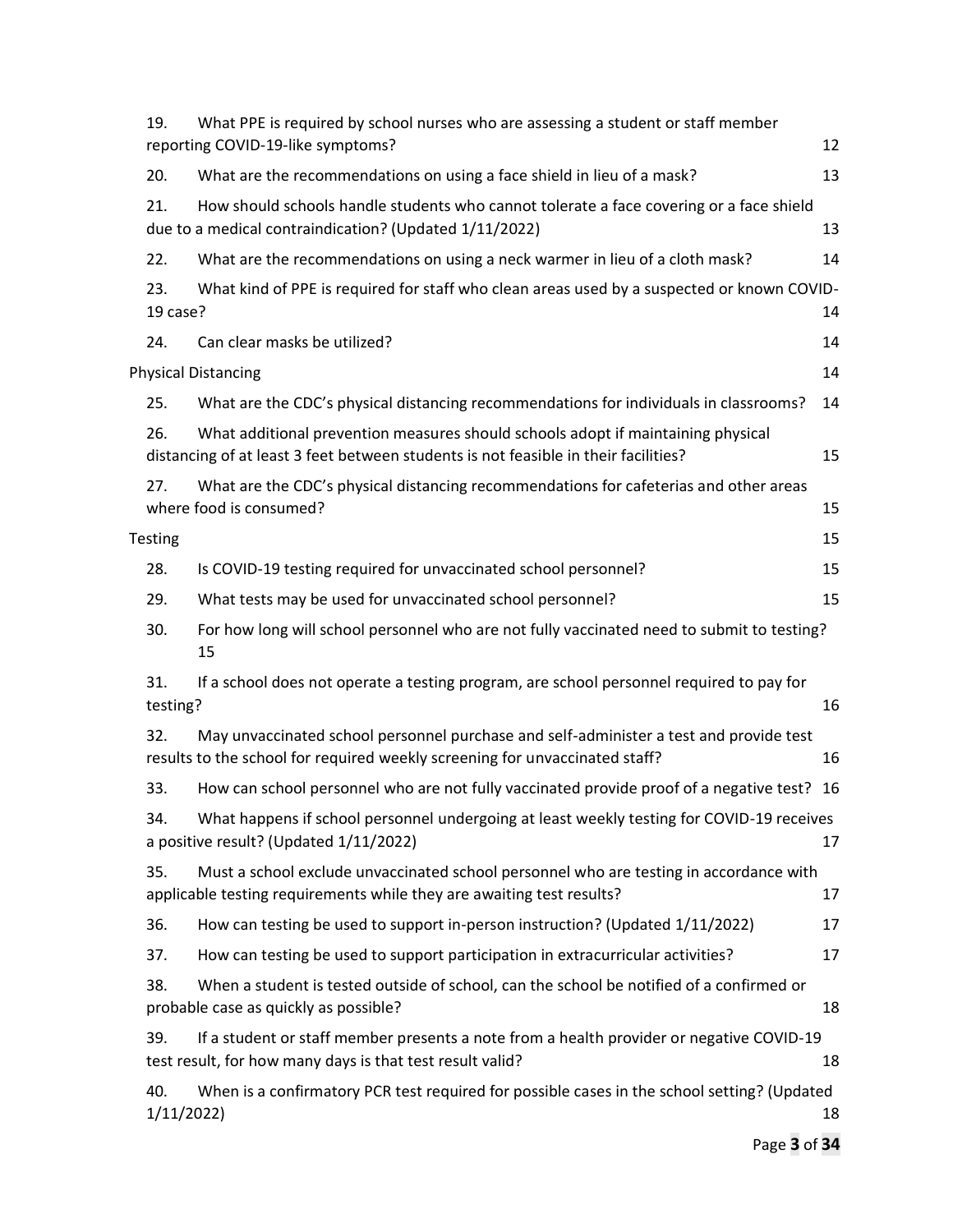19. What PPE is required by school nurses who are assessing a student or staff member reporting COVID-19-like symptoms? 12

20. What are the recommendations on using a face shield in lieu of a mask? 13

21. How should schools handle students who cannot tolerate a face covering or a face shield due to a medical contraindication? (Updated 1/11/2022) 13

22. What are the recommendations on using a neck warmer in lieu of a cloth mask? 14

23. What kind of PPE is required for staff who clean areas used by a suspected or known COVID-19 case? 14

24. Can clear masks be utilized? 14

Physical Distancing 14

25. What are the CDC's physical distancing recommendations for individuals in classrooms? 14

26. What additional prevention measures should schools adopt if maintaining physical distancing of at least 3 feet between students is not feasible in their facilities? 15

27. What are the CDC's physical distancing recommendations for cafeterias and other areas where food is consumed? 15

Testing 15

28. Is COVID-19 testing required for unvaccinated school personnel? 15

29. What tests may be used for unvaccinated school personnel? 15

30. For how long will school personnel who are not fully vaccinated need to submit to testing? 15

31. If a school does not operate a testing program, are school personnel required to pay for testing? 16

32. May unvaccinated school personnel purchase and self-administer a test and provide test results to the school for required weekly screening for unvaccinated staff? 16

33. How can school personnel who are not fully vaccinated provide proof of a negative test? 16

34. What happens if school personnel undergoing at least weekly testing for COVID-19 receives a positive result? (Updated 1/11/2022) 17

35. Must a school exclude unvaccinated school personnel who are testing in accordance with applicable testing requirements while they are awaiting test results? 17

36. How can testing be used to support in-person instruction? (Updated 1/11/2022) 17

37. How can testing be used to support participation in extracurricular activities? 17

38. When a student is tested outside of school, can the school be notified of a confirmed or probable case as quickly as possible? 18

39. If a student or staff member presents a note from a health provider or negative COVID-19 test result, for how many days is that test result valid? 18

40. When is a confirmatory PCR test required for possible cases in the school setting? (Updated 1/11/2022) 18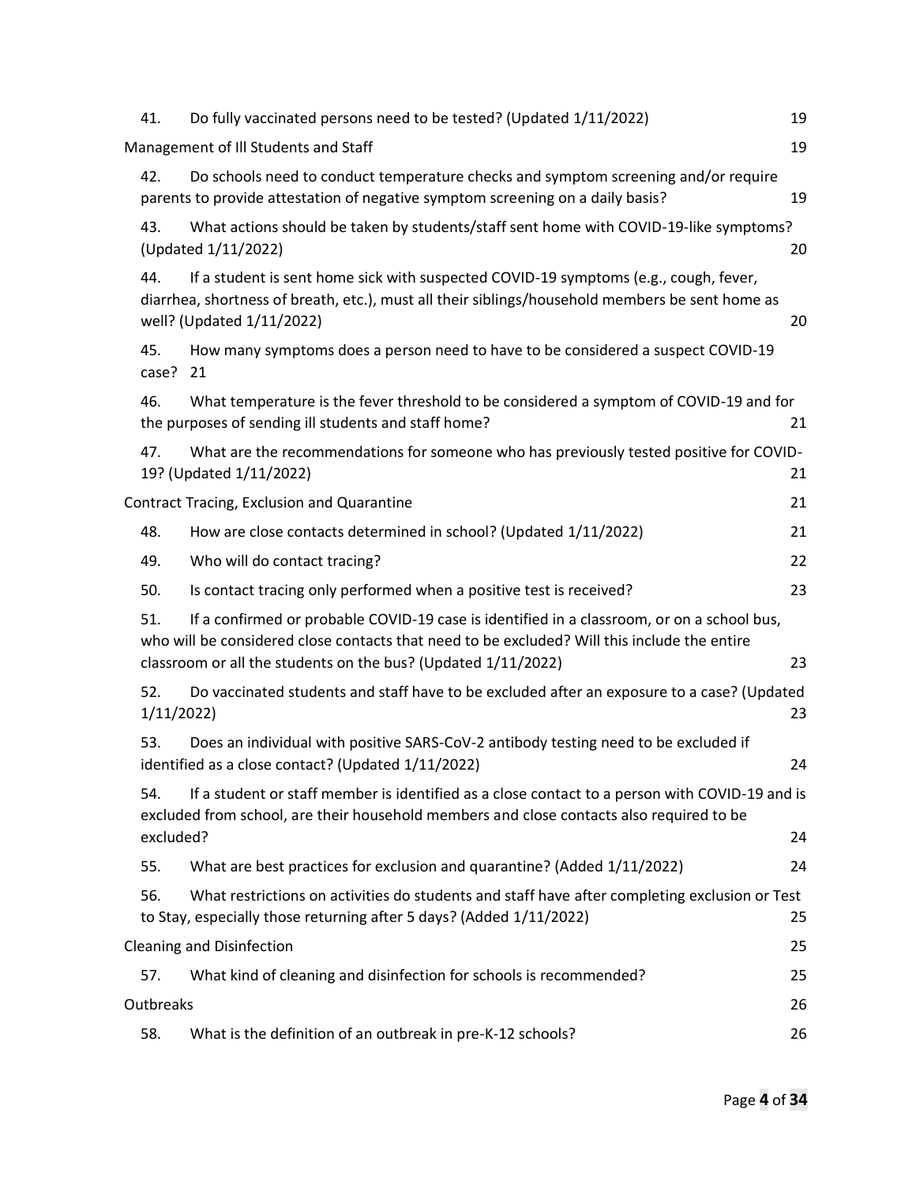41. Do fully vaccinated persons need to be tested? (Updated 1/11/2022) 19

Management of Ill Students and Staff 19

42. Do schools need to conduct temperature checks and symptom screening and/or require parents to provide attestation of negative symptom screening on a daily basis? 19

43. What actions should be taken by students/staff sent home with COVID-19-like symptoms? (Updated 1/11/2022) 20

44. If a student is sent home sick with suspected COVID-19 symptoms (e.g., cough, fever, diarrhea, shortness of breath, etc.), must all their siblings/household members be sent home as well? (Updated 1/11/2022) 20

45. How many symptoms does a person need to have to be considered a suspect COVID-19 case? 21

46. What temperature is the fever threshold to be considered a symptom of COVID-19 and for the purposes of sending ill students and staff home? 21

47. What are the recommendations for someone who has previously tested positive for COVID-19? (Updated 1/11/2022) 21

Contract Tracing, Exclusion and Quarantine 21

48. How are close contacts determined in school? (Updated 1/11/2022) 21

49. Who will do contact tracing? 22

50. Is contact tracing only performed when a positive test is received? 23

51. If a confirmed or probable COVID-19 case is identified in a classroom, or on a school bus, who will be considered close contacts that need to be excluded? Will this include the entire classroom or all the students on the bus? (Updated 1/11/2022) 23

52. Do vaccinated students and staff have to be excluded after an exposure to a case? (Updated 1/11/2022) 23

53. Does an individual with positive SARS-CoV-2 antibody testing need to be excluded if identified as a close contact? (Updated 1/11/2022) 24

54. If a student or staff member is identified as a close contact to a person with COVID-19 and is excluded from school, are their household members and close contacts also required to be excluded? 24

55. What are best practices for exclusion and quarantine? (Added 1/11/2022) 24

56. What restrictions on activities do students and staff have after completing exclusion or Test to Stay, especially those returning after 5 days? (Added 1/11/2022) 25

Cleaning and Disinfection 25

57. What kind of cleaning and disinfection for schools is recommended? 25

Outbreaks 26

58. What is the definition of an outbreak in pre-K-12 schools? 26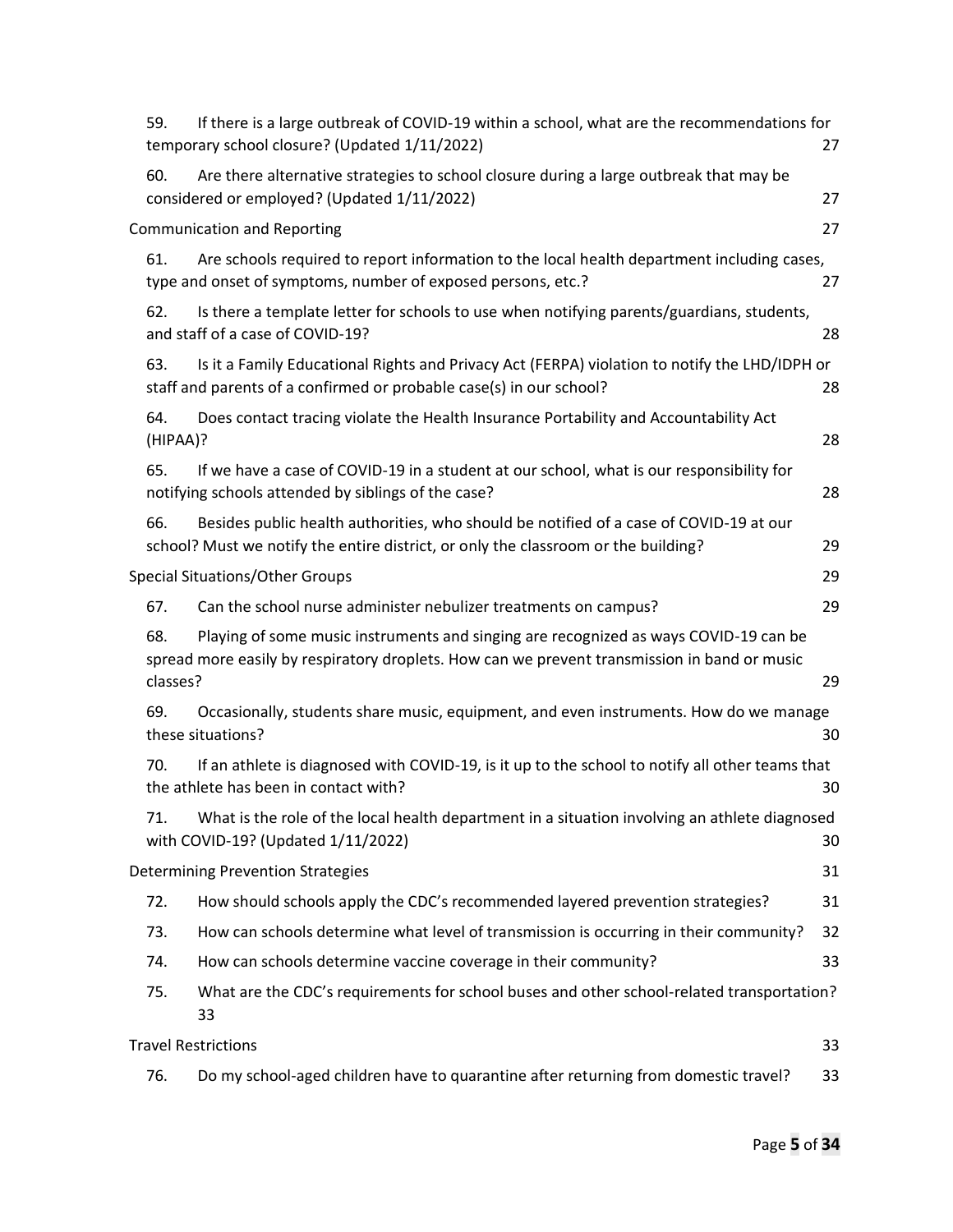59. If there is a large outbreak of COVID-19 within a school, what are the recommendations for temporary school closure? (Updated 1/11/2022) 27

60. Are there alternative strategies to school closure during a large outbreak that may be considered or employed? (Updated 1/11/2022) 27

Communication and Reporting 27

61. Are schools required to report information to the local health department including cases, type and onset of symptoms, number of exposed persons, etc.? 27

62. Is there a template letter for schools to use when notifying parents/guardians, students, and staff of a case of COVID-19? 28

63. Is it a Family Educational Rights and Privacy Act (FERPA) violation to notify the LHD/IDPH or staff and parents of a confirmed or probable case(s) in our school? 28

64. Does contact tracing violate the Health Insurance Portability and Accountability Act (HIPAA)? 28

65. If we have a case of COVID-19 in a student at our school, what is our responsibility for notifying schools attended by siblings of the case? 28

66. Besides public health authorities, who should be notified of a case of COVID-19 at our school? Must we notify the entire district, or only the classroom or the building? 29

Special Situations/Other Groups 29

67. Can the school nurse administer nebulizer treatments on campus? 29

68. Playing of some music instruments and singing are recognized as ways COVID-19 can be spread more easily by respiratory droplets. How can we prevent transmission in band or music classes? 29

69. Occasionally, students share music, equipment, and even instruments. How do we manage these situations? 30

70. If an athlete is diagnosed with COVID-19, is it up to the school to notify all other teams that the athlete has been in contact with? 30

71. What is the role of the local health department in a situation involving an athlete diagnosed with COVID-19? (Updated 1/11/2022) 30

Determining Prevention Strategies 31

72. How should schools apply the CDC's recommended layered prevention strategies? 31

73. How can schools determine what level of transmission is occurring in their community? 32

74. How can schools determine vaccine coverage in their community? 33

75. What are the CDC's requirements for school buses and other school-related transportation? 33

Travel Restrictions 33

76. Do my school-aged children have to quarantine after returning from domestic travel? 33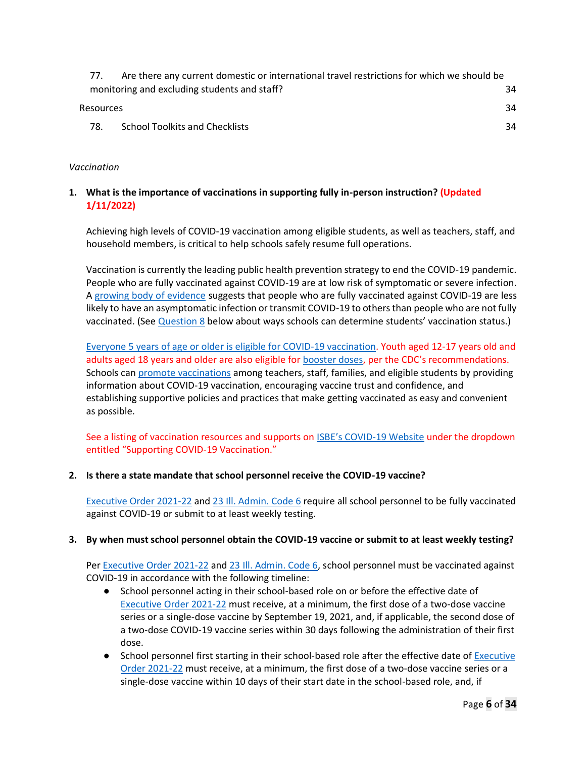77. Are there any current domestic or international travel restrictions for which we should be monitoring and excluding students and staff? 34

Resources 34

78. School Toolkits and Checklists 34

*Vaccination*

**1. What is the importance of vaccinations in supporting fully in-person instruction? (Updated 1/11/2022)**

Achieving high levels of COVID-19 vaccination among eligible students, as well as teachers, staff, and household members, is critical to help schools safely resume full operations.

Vaccination is currently the leading public health prevention strategy to end the COVID-19 pandemic. People who are fully vaccinated against COVID-19 are at low risk of symptomatic or severe infection. A growing body of evidence suggests that people who are fully vaccinated against COVID-19 are less likely to have an asymptomatic infection or transmit COVID-19 to others than people who are not fully vaccinated. (See Question 8 below about ways schools can determine students' vaccination status.)

Everyone 5 years of age or older is eligible for COVID-19 vaccination. Youth aged 12-17 years old and adults aged 18 years and older are also eligible for booster doses, per the CDC's recommendations. Schools can promote vaccinations among teachers, staff, families, and eligible students by providing information about COVID-19 vaccination, encouraging vaccine trust and confidence, and establishing supportive policies and practices that make getting vaccinated as easy and convenient as possible.

See a listing of vaccination resources and supports on ISBE's COVID-19 Website under the dropdown entitled "Supporting COVID-19 Vaccination."

**2. Is there a state mandate that school personnel receive the COVID-19 vaccine?**

Executive Order 2021-22 and 23 Ill. Admin. Code 6 require all school personnel to be fully vaccinated against COVID-19 or submit to at least weekly testing.

**3. By when must school personnel obtain the COVID-19 vaccine or submit to at least weekly testing?**

Per Executive Order 2021-22 and 23 Ill. Admin. Code 6, school personnel must be vaccinated against COVID-19 in accordance with the following timeline:

- School personnel acting in their school-based role on or before the effective date of Executive Order 2021-22 must receive, at a minimum, the first dose of a two-dose vaccine series or a single-dose vaccine by September 19, 2021, and, if applicable, the second dose of a two-dose COVID-19 vaccine series within 30 days following the administration of their first dose.
- School personnel first starting in their school-based role after the effective date of Executive Order 2021-22 must receive, at a minimum, the first dose of a two-dose vaccine series or a single-dose vaccine within 10 days of their start date in the school-based role, and, if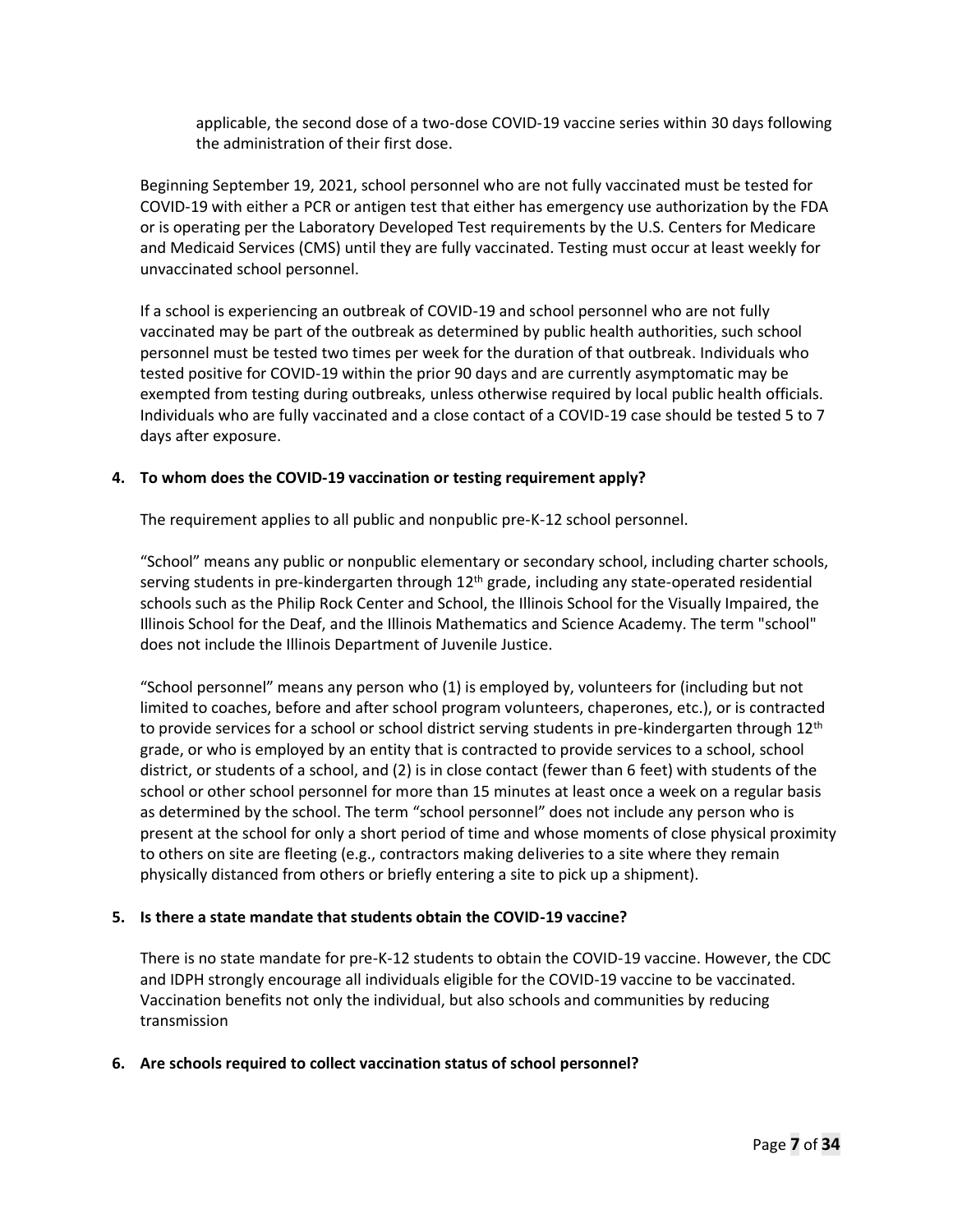applicable, the second dose of a two-dose COVID-19 vaccine series within 30 days following the administration of their first dose.

Beginning September 19, 2021, school personnel who are not fully vaccinated must be tested for COVID-19 with either a PCR or antigen test that either has emergency use authorization by the FDA or is operating per the Laboratory Developed Test requirements by the U.S. Centers for Medicare and Medicaid Services (CMS) until they are fully vaccinated. Testing must occur at least weekly for unvaccinated school personnel.

If a school is experiencing an outbreak of COVID-19 and school personnel who are not fully vaccinated may be part of the outbreak as determined by public health authorities, such school personnel must be tested two times per week for the duration of that outbreak. Individuals who tested positive for COVID-19 within the prior 90 days and are currently asymptomatic may be exempted from testing during outbreaks, unless otherwise required by local public health officials. Individuals who are fully vaccinated and a close contact of a COVID-19 case should be tested 5 to 7 days after exposure.

**4. To whom does the COVID-19 vaccination or testing requirement apply?**

The requirement applies to all public and nonpublic pre-K-12 school personnel.

"School" means any public or nonpublic elementary or secondary school, including charter schools, serving students in pre-kindergarten through 12th grade, including any state-operated residential schools such as the Philip Rock Center and School, the Illinois School for the Visually Impaired, the Illinois School for the Deaf, and the Illinois Mathematics and Science Academy. The term "school" does not include the Illinois Department of Juvenile Justice.

"School personnel" means any person who (1) is employed by, volunteers for (including but not limited to coaches, before and after school program volunteers, chaperones, etc.), or is contracted to provide services for a school or school district serving students in pre-kindergarten through 12th grade, or who is employed by an entity that is contracted to provide services to a school, school district, or students of a school, and (2) is in close contact (fewer than 6 feet) with students of the school or other school personnel for more than 15 minutes at least once a week on a regular basis as determined by the school. The term "school personnel" does not include any person who is present at the school for only a short period of time and whose moments of close physical proximity to others on site are fleeting (e.g., contractors making deliveries to a site where they remain physically distanced from others or briefly entering a site to pick up a shipment).

**5. Is there a state mandate that students obtain the COVID-19 vaccine?**

There is no state mandate for pre-K-12 students to obtain the COVID-19 vaccine. However, the CDC and IDPH strongly encourage all individuals eligible for the COVID-19 vaccine to be vaccinated. Vaccination benefits not only the individual, but also schools and communities by reducing transmission

**6. Are schools required to collect vaccination status of school personnel?**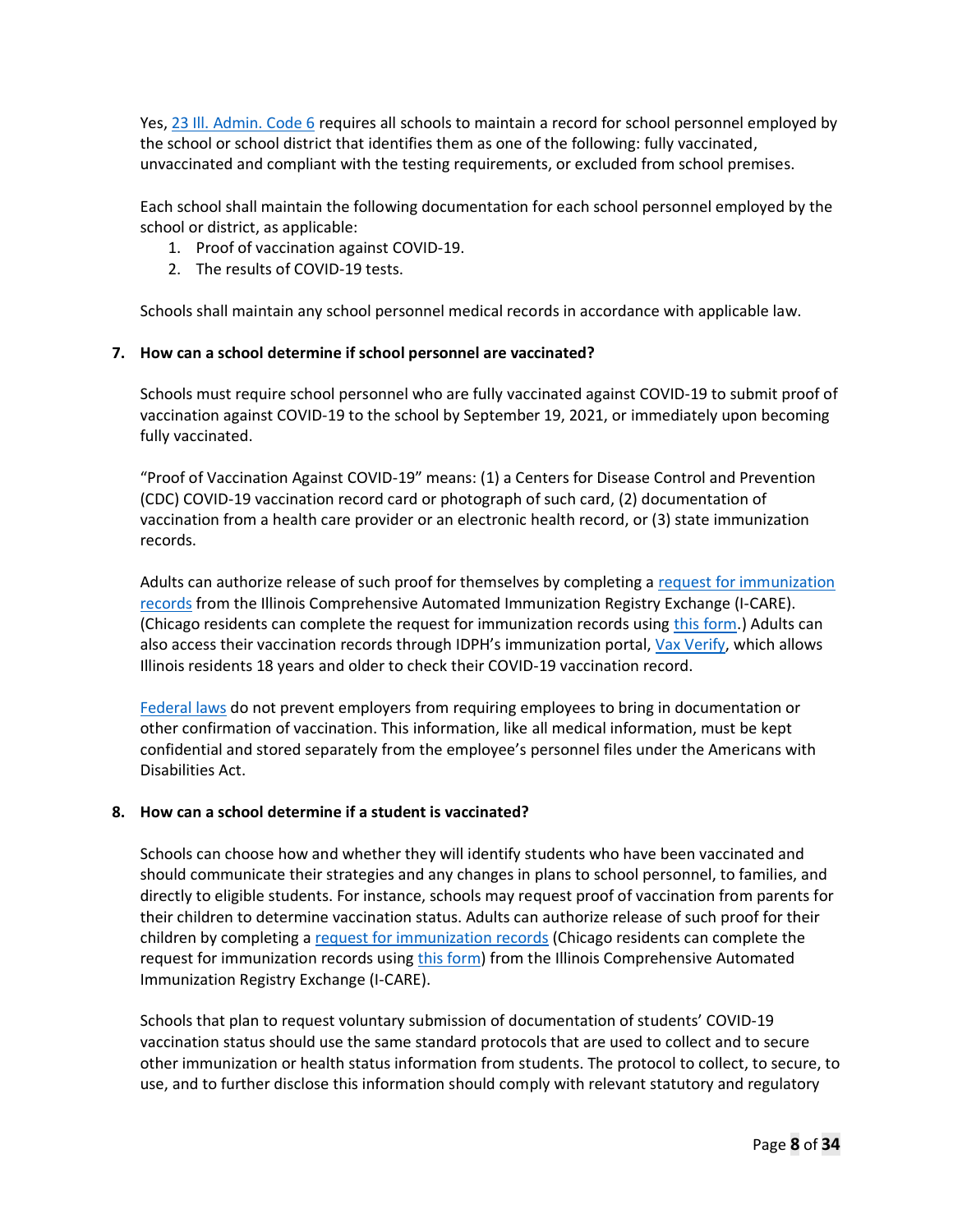Yes, [23 Ill. Admin. Code 6](#) requires all schools to maintain a record for school personnel employed by the school or school district that identifies them as one of the following: fully vaccinated, unvaccinated and compliant with the testing requirements, or excluded from school premises.

Each school shall maintain the following documentation for each school personnel employed by the school or district, as applicable:

1. Proof of vaccination against COVID-19.
2. The results of COVID-19 tests.

Schools shall maintain any school personnel medical records in accordance with applicable law.

**7. How can a school determine if school personnel are vaccinated?**

Schools must require school personnel who are fully vaccinated against COVID-19 to submit proof of vaccination against COVID-19 to the school by September 19, 2021, or immediately upon becoming fully vaccinated.

"Proof of Vaccination Against COVID-19" means: (1) a Centers for Disease Control and Prevention (CDC) COVID-19 vaccination record card or photograph of such card, (2) documentation of vaccination from a health care provider or an electronic health record, or (3) state immunization records.

Adults can authorize release of such proof for themselves by completing a request for immunization records from the Illinois Comprehensive Automated Immunization Registry Exchange (I-CARE). (Chicago residents can complete the request for immunization records using this form.) Adults can also access their vaccination records through IDPH's immunization portal, Vax Verify, which allows Illinois residents 18 years and older to check their COVID-19 vaccination record.

Federal laws do not prevent employers from requiring employees to bring in documentation or other confirmation of vaccination. This information, like all medical information, must be kept confidential and stored separately from the employee's personnel files under the Americans with Disabilities Act.

**8. How can a school determine if a student is vaccinated?**

Schools can choose how and whether they will identify students who have been vaccinated and should communicate their strategies and any changes in plans to school personnel, to families, and directly to eligible students. For instance, schools may request proof of vaccination from parents for their children to determine vaccination status. Adults can authorize release of such proof for their children by completing a request for immunization records (Chicago residents can complete the request for immunization records using this form) from the Illinois Comprehensive Automated Immunization Registry Exchange (I-CARE).

Schools that plan to request voluntary submission of documentation of students' COVID-19 vaccination status should use the same standard protocols that are used to collect and to secure other immunization or health status information from students. The protocol to collect, to secure, to use, and to further disclose this information should comply with relevant statutory and regulatory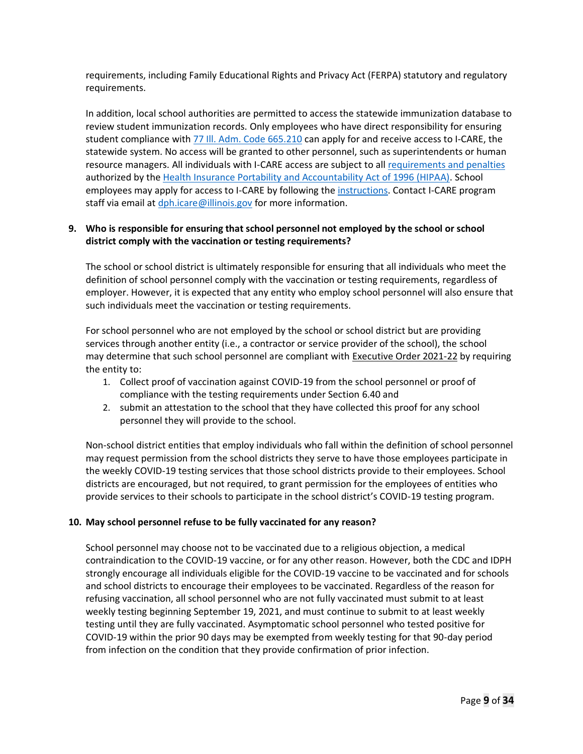requirements, including Family Educational Rights and Privacy Act (FERPA) statutory and regulatory requirements.

In addition, local school authorities are permitted to access the statewide immunization database to review student immunization records. Only employees who have direct responsibility for ensuring student compliance with [77 Ill. Adm. Code 665.210]() can apply for and receive access to I-CARE, the statewide system. No access will be granted to other personnel, such as superintendents or human resource managers. All individuals with I-CARE access are subject to all [requirements and penalties]() authorized by the [Health Insurance Portability and Accountability Act of 1996 (HIPAA)](). School employees may apply for access to I-CARE by following the [instructions](). Contact I-CARE program staff via email at [dph.icare@illinois.gov]() for more information.

**9. Who is responsible for ensuring that school personnel not employed by the school or school district comply with the vaccination or testing requirements?**

The school or school district is ultimately responsible for ensuring that all individuals who meet the definition of school personnel comply with the vaccination or testing requirements, regardless of employer. However, it is expected that any entity who employ school personnel will also ensure that such individuals meet the vaccination or testing requirements.

For school personnel who are not employed by the school or school district but are providing services through another entity (i.e., a contractor or service provider of the school), the school may determine that such school personnel are compliant with Executive Order 2021-22 by requiring the entity to:

1. Collect proof of vaccination against COVID-19 from the school personnel or proof of compliance with the testing requirements under Section 6.40 and
2. submit an attestation to the school that they have collected this proof for any school personnel they will provide to the school.

Non-school district entities that employ individuals who fall within the definition of school personnel may request permission from the school districts they serve to have those employees participate in the weekly COVID-19 testing services that those school districts provide to their employees. School districts are encouraged, but not required, to grant permission for the employees of entities who provide services to their schools to participate in the school district's COVID-19 testing program.

**10. May school personnel refuse to be fully vaccinated for any reason?**

School personnel may choose not to be vaccinated due to a religious objection, a medical contraindication to the COVID-19 vaccine, or for any other reason. However, both the CDC and IDPH strongly encourage all individuals eligible for the COVID-19 vaccine to be vaccinated and for schools and school districts to encourage their employees to be vaccinated. Regardless of the reason for refusing vaccination, all school personnel who are not fully vaccinated must submit to at least weekly testing beginning September 19, 2021, and must continue to submit to at least weekly testing until they are fully vaccinated. Asymptomatic school personnel who tested positive for COVID-19 within the prior 90 days may be exempted from weekly testing for that 90-day period from infection on the condition that they provide confirmation of prior infection.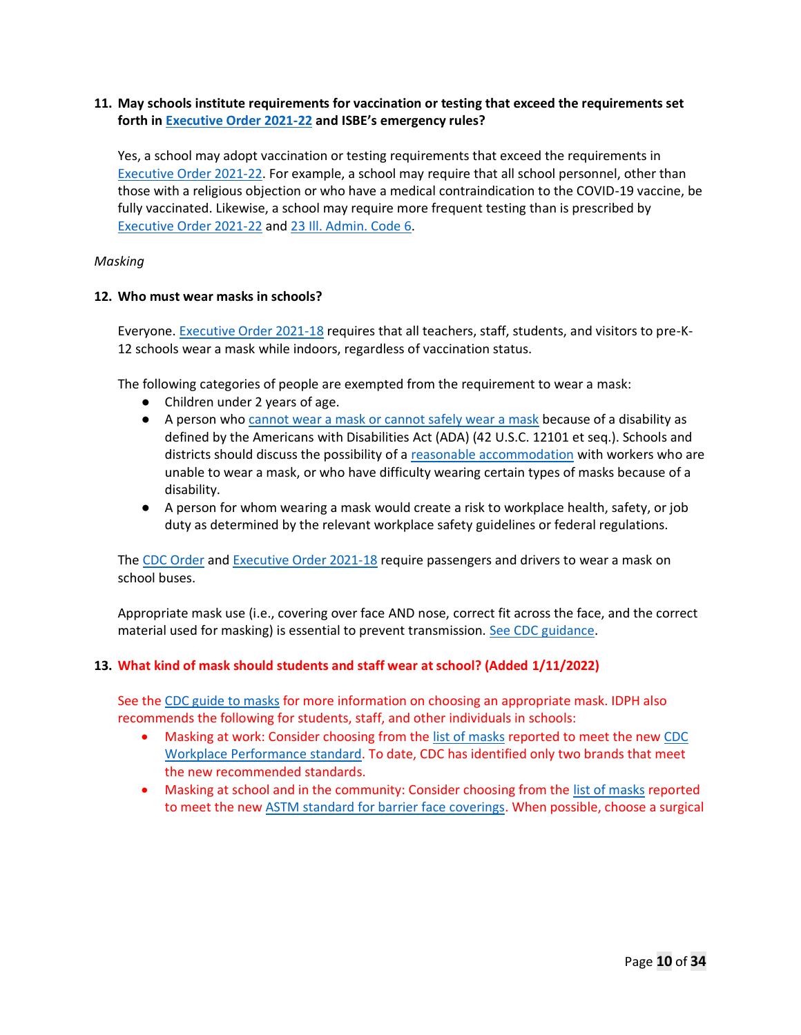**11. May schools institute requirements for vaccination or testing that exceed the requirements set forth in Executive Order 2021-22 and ISBE's emergency rules?**

Yes, a school may adopt vaccination or testing requirements that exceed the requirements in Executive Order 2021-22. For example, a school may require that all school personnel, other than those with a religious objection or who have a medical contraindication to the COVID-19 vaccine, be fully vaccinated. Likewise, a school may require more frequent testing than is prescribed by Executive Order 2021-22 and 23 Ill. Admin. Code 6.

*Masking*

**12. Who must wear masks in schools?**

Everyone. Executive Order 2021-18 requires that all teachers, staff, students, and visitors to pre-K-12 schools wear a mask while indoors, regardless of vaccination status.

The following categories of people are exempted from the requirement to wear a mask:

- Children under 2 years of age.
- A person who cannot wear a mask or cannot safely wear a mask because of a disability as defined by the Americans with Disabilities Act (ADA) (42 U.S.C. 12101 et seq.). Schools and districts should discuss the possibility of a reasonable accommodation with workers who are unable to wear a mask, or who have difficulty wearing certain types of masks because of a disability.
- A person for whom wearing a mask would create a risk to workplace health, safety, or job duty as determined by the relevant workplace safety guidelines or federal regulations.

The CDC Order and Executive Order 2021-18 require passengers and drivers to wear a mask on school buses.

Appropriate mask use (i.e., covering over face AND nose, correct fit across the face, and the correct material used for masking) is essential to prevent transmission. See CDC guidance.

**13. What kind of mask should students and staff wear at school? (Added 1/11/2022)**

See the CDC guide to masks for more information on choosing an appropriate mask. IDPH also recommends the following for students, staff, and other individuals in schools:

- Masking at work: Consider choosing from the list of masks reported to meet the new CDC Workplace Performance standard. To date, CDC has identified only two brands that meet the new recommended standards.
- Masking at school and in the community: Consider choosing from the list of masks reported to meet the new ASTM standard for barrier face coverings. When possible, choose a surgical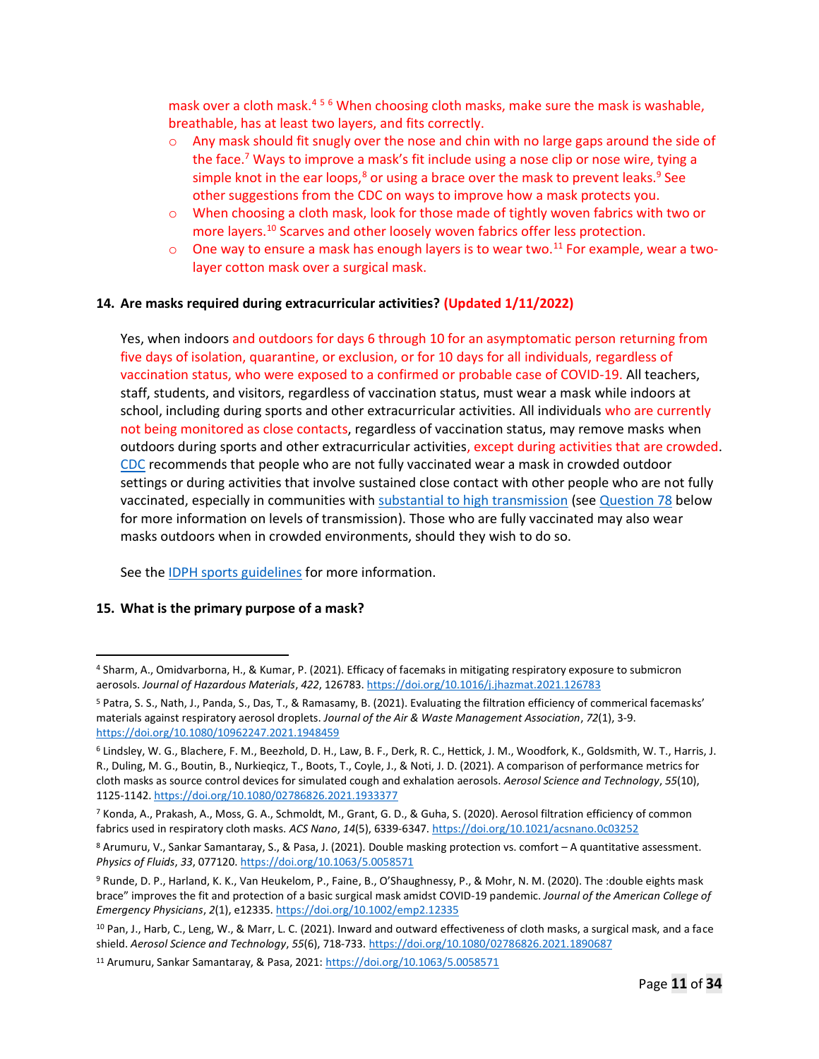mask over a cloth mask.[4] [5] [6] When choosing cloth masks, make sure the mask is washable, breathable, has at least two layers, and fits correctly.

- Any mask should fit snugly over the nose and chin with no large gaps around the side of the face.[7] Ways to improve a mask's fit include using a nose clip or nose wire, tying a simple knot in the ear loops,[8] or using a brace over the mask to prevent leaks.[9] See other suggestions from the CDC on ways to improve how a mask protects you.
- When choosing a cloth mask, look for those made of tightly woven fabrics with two or more layers.[10] Scarves and other loosely woven fabrics offer less protection.
- One way to ensure a mask has enough layers is to wear two.[11] For example, wear a two-layer cotton mask over a surgical mask.

**14. Are masks required during extracurricular activities? (Updated 1/11/2022)**

Yes, when indoors and outdoors for days 6 through 10 for an asymptomatic person returning from five days of isolation, quarantine, or exclusion, or for 10 days for all individuals, regardless of vaccination status, who were exposed to a confirmed or probable case of COVID-19. All teachers, staff, students, and visitors, regardless of vaccination status, must wear a mask while indoors at school, including during sports and other extracurricular activities. All individuals who are currently not being monitored as close contacts, regardless of vaccination status, may remove masks when outdoors during sports and other extracurricular activities, except during activities that are crowded. CDC recommends that people who are not fully vaccinated wear a mask in crowded outdoor settings or during activities that involve sustained close contact with other people who are not fully vaccinated, especially in communities with substantial to high transmission (see Question 78 below for more information on levels of transmission). Those who are fully vaccinated may also wear masks outdoors when in crowded environments, should they wish to do so.

See the IDPH sports guidelines for more information.

**15. What is the primary purpose of a mask?**

---

[4] Sharm, A., Omidvarborna, H., & Kumar, P. (2021). Efficacy of facemaks in mitigating respiratory exposure to submicron aerosols. *Journal of Hazardous Materials*, *422*, 126783. https://doi.org/10.1016/j.jhazmat.2021.126783

[5] Patra, S. S., Nath, J., Panda, S., Das, T., & Ramasamy, B. (2021). Evaluating the filtration efficiency of commerical facemasks' materials against respiratory aerosol droplets. *Journal of the Air & Waste Management Association*, *72*(1), 3-9. https://doi.org/10.1080/10962247.2021.1948459

[6] Lindsley, W. G., Blachere, F. M., Beezhold, D. H., Law, B. F., Derk, R. C., Hettick, J. M., Woodfork, K., Goldsmith, W. T., Harris, J. R., Duling, M. G., Boutin, B., Nurkieqicz, T., Boots, T., Coyle, J., & Noti, J. D. (2021). A comparison of performance metrics for cloth masks as source control devices for simulated cough and exhalation aerosols. *Aerosol Science and Technology*, *55*(10), 1125-1142. https://doi.org/10.1080/02786826.2021.1933377

[7] Konda, A., Prakash, A., Moss, G. A., Schmoldt, M., Grant, G. D., & Guha, S. (2020). Aerosol filtration efficiency of common fabrics used in respiratory cloth masks. *ACS Nano*, *14*(5), 6339-6347. https://doi.org/10.1021/acsnano.0c03252

[8] Arumuru, V., Sankar Samantaray, S., & Pasa, J. (2021). Double masking protection vs. comfort – A quantitative assessment. *Physics of Fluids*, *33*, 077120. https://doi.org/10.1063/5.0058571

[9] Runde, D. P., Harland, K. K., Van Heukelom, P., Faine, B., O'Shaughnessy, P., & Mohr, N. M. (2020). The :double eights mask brace" improves the fit and protection of a basic surgical mask amidst COVID-19 pandemic. *Journal of the American College of Emergency Physicians*, *2*(1), e12335. https://doi.org/10.1002/emp2.12335

[10] Pan, J., Harb, C., Leng, W., & Marr, L. C. (2021). Inward and outward effectiveness of cloth masks, a surgical mask, and a face shield. *Aerosol Science and Technology*, *55*(6), 718-733. https://doi.org/10.1080/02786826.2021.1890687

[11] Arumuru, Sankar Samantaray, & Pasa, 2021: https://doi.org/10.1063/5.0058571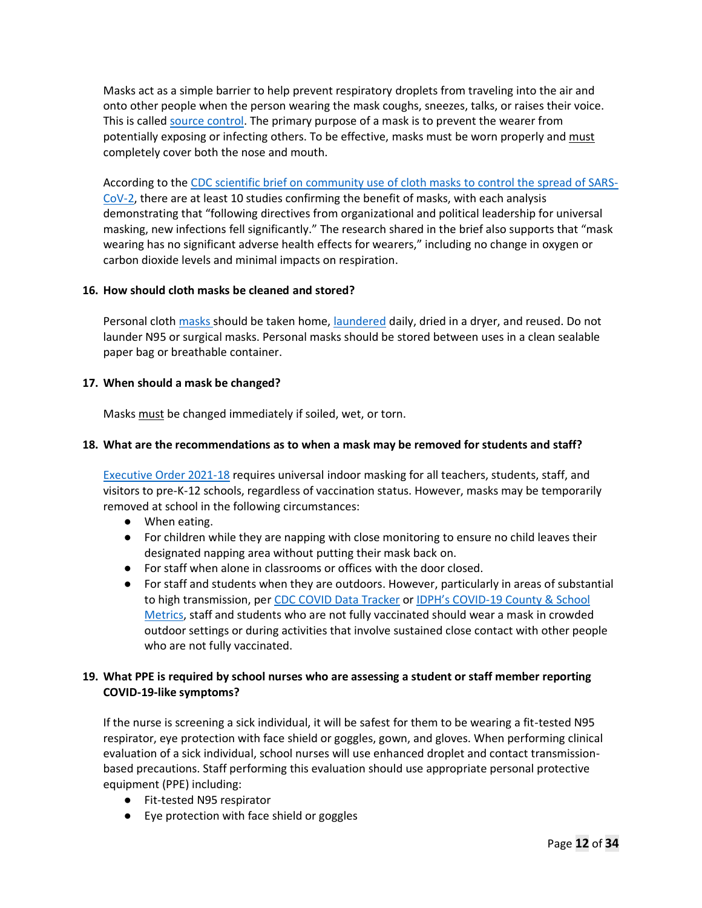Masks act as a simple barrier to help prevent respiratory droplets from traveling into the air and onto other people when the person wearing the mask coughs, sneezes, talks, or raises their voice. This is called source control. The primary purpose of a mask is to prevent the wearer from potentially exposing or infecting others. To be effective, masks must be worn properly and must completely cover both the nose and mouth.

According to the CDC scientific brief on community use of cloth masks to control the spread of SARS-CoV-2, there are at least 10 studies confirming the benefit of masks, with each analysis demonstrating that "following directives from organizational and political leadership for universal masking, new infections fell significantly." The research shared in the brief also supports that "mask wearing has no significant adverse health effects for wearers," including no change in oxygen or carbon dioxide levels and minimal impacts on respiration.

**16. How should cloth masks be cleaned and stored?**

Personal cloth masks should be taken home, laundered daily, dried in a dryer, and reused. Do not launder N95 or surgical masks. Personal masks should be stored between uses in a clean sealable paper bag or breathable container.

**17. When should a mask be changed?**

Masks must be changed immediately if soiled, wet, or torn.

**18. What are the recommendations as to when a mask may be removed for students and staff?**

Executive Order 2021-18 requires universal indoor masking for all teachers, students, staff, and visitors to pre-K-12 schools, regardless of vaccination status. However, masks may be temporarily removed at school in the following circumstances:

- When eating.
- For children while they are napping with close monitoring to ensure no child leaves their designated napping area without putting their mask back on.
- For staff when alone in classrooms or offices with the door closed.
- For staff and students when they are outdoors. However, particularly in areas of substantial to high transmission, per CDC COVID Data Tracker or IDPH's COVID-19 County & School Metrics, staff and students who are not fully vaccinated should wear a mask in crowded outdoor settings or during activities that involve sustained close contact with other people who are not fully vaccinated.

**19. What PPE is required by school nurses who are assessing a student or staff member reporting COVID-19-like symptoms?**

If the nurse is screening a sick individual, it will be safest for them to be wearing a fit-tested N95 respirator, eye protection with face shield or goggles, gown, and gloves. When performing clinical evaluation of a sick individual, school nurses will use enhanced droplet and contact transmission-based precautions. Staff performing this evaluation should use appropriate personal protective equipment (PPE) including:

- Fit-tested N95 respirator
- Eye protection with face shield or goggles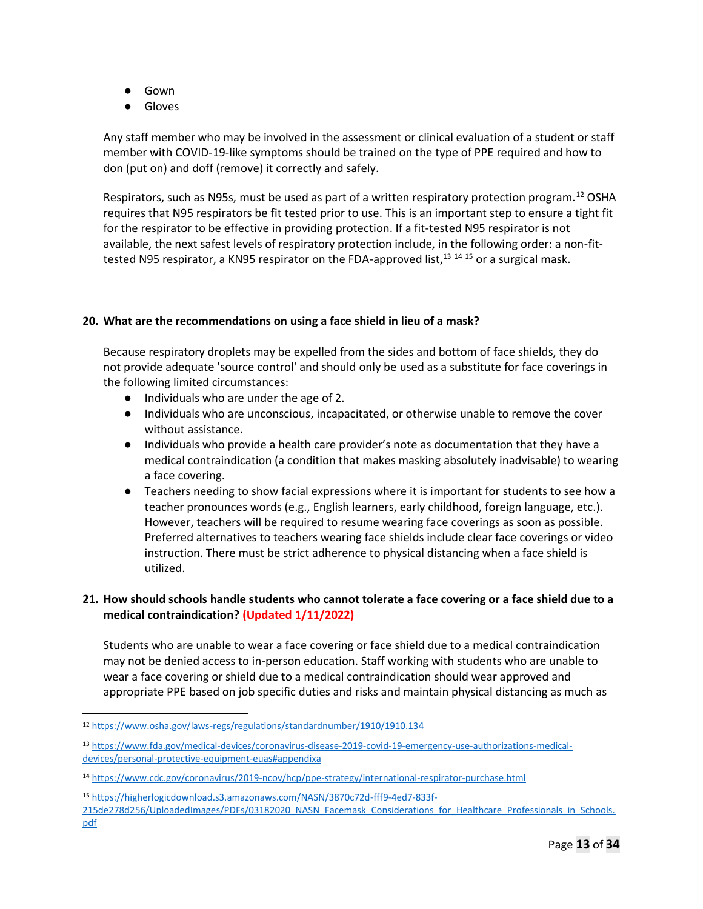- Gown
- Gloves

Any staff member who may be involved in the assessment or clinical evaluation of a student or staff member with COVID-19-like symptoms should be trained on the type of PPE required and how to don (put on) and doff (remove) it correctly and safely.

Respirators, such as N95s, must be used as part of a written respiratory protection program.[12] OSHA requires that N95 respirators be fit tested prior to use. This is an important step to ensure a tight fit for the respirator to be effective in providing protection. If a fit-tested N95 respirator is not available, the next safest levels of respiratory protection include, in the following order: a non-fit-tested N95 respirator, a KN95 respirator on the FDA-approved list,[13] [14] [15] or a surgical mask.

**20. What are the recommendations on using a face shield in lieu of a mask?**

Because respiratory droplets may be expelled from the sides and bottom of face shields, they do not provide adequate 'source control' and should only be used as a substitute for face coverings in the following limited circumstances:

- Individuals who are under the age of 2.
- Individuals who are unconscious, incapacitated, or otherwise unable to remove the cover without assistance.
- Individuals who provide a health care provider's note as documentation that they have a medical contraindication (a condition that makes masking absolutely inadvisable) to wearing a face covering.
- Teachers needing to show facial expressions where it is important for students to see how a teacher pronounces words (e.g., English learners, early childhood, foreign language, etc.). However, teachers will be required to resume wearing face coverings as soon as possible. Preferred alternatives to teachers wearing face shields include clear face coverings or video instruction. There must be strict adherence to physical distancing when a face shield is utilized.

**21. How should schools handle students who cannot tolerate a face covering or a face shield due to a medical contraindication? (Updated 1/11/2022)**

Students who are unable to wear a face covering or face shield due to a medical contraindication may not be denied access to in-person education. Staff working with students who are unable to wear a face covering or shield due to a medical contraindication should wear approved and appropriate PPE based on job specific duties and risks and maintain physical distancing as much as

---

[12] https://www.osha.gov/laws-regs/regulations/standardnumber/1910/1910.134

[13] https://www.fda.gov/medical-devices/coronavirus-disease-2019-covid-19-emergency-use-authorizations-medical-devices/personal-protective-equipment-euas#appendixa

[14] https://www.cdc.gov/coronavirus/2019-ncov/hcp/ppe-strategy/international-respirator-purchase.html

[15] https://higherlogicdownload.s3.amazonaws.com/NASN/3870c72d-fff9-4ed7-833f-215de278d256/UploadedImages/PDFs/03182020_NASN_Facemask_Considerations_for_Healthcare_Professionals_in_Schools.pdf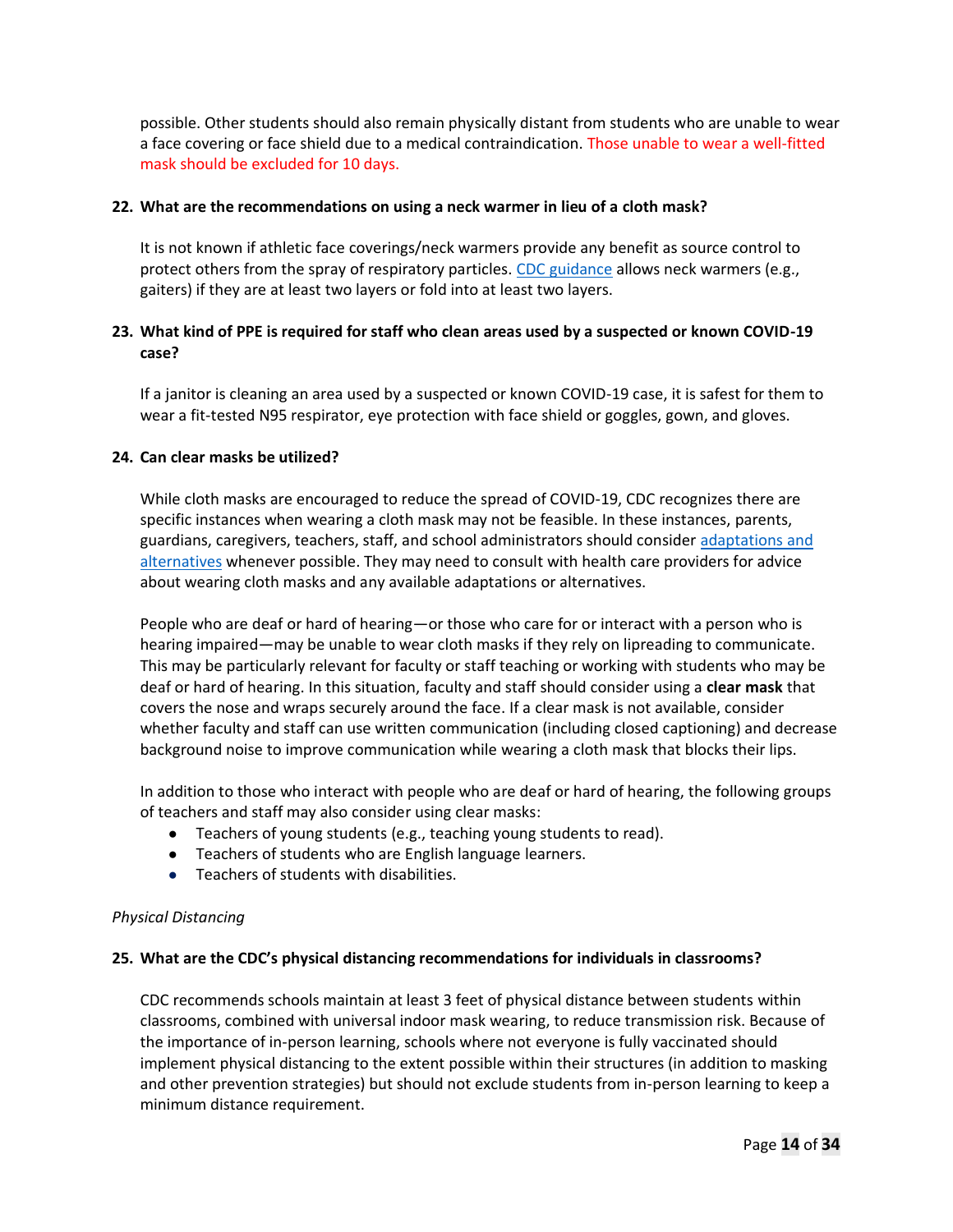possible. Other students should also remain physically distant from students who are unable to wear a face covering or face shield due to a medical contraindication. Those unable to wear a well-fitted mask should be excluded for 10 days.

**22. What are the recommendations on using a neck warmer in lieu of a cloth mask?**

It is not known if athletic face coverings/neck warmers provide any benefit as source control to protect others from the spray of respiratory particles. [CDC guidance]() allows neck warmers (e.g., gaiters) if they are at least two layers or fold into at least two layers.

**23. What kind of PPE is required for staff who clean areas used by a suspected or known COVID-19 case?**

If a janitor is cleaning an area used by a suspected or known COVID-19 case, it is safest for them to wear a fit-tested N95 respirator, eye protection with face shield or goggles, gown, and gloves.

**24. Can clear masks be utilized?**

While cloth masks are encouraged to reduce the spread of COVID-19, CDC recognizes there are specific instances when wearing a cloth mask may not be feasible. In these instances, parents, guardians, caregivers, teachers, staff, and school administrators should consider [adaptations and alternatives]() whenever possible. They may need to consult with health care providers for advice about wearing cloth masks and any available adaptations or alternatives.

People who are deaf or hard of hearing—or those who care for or interact with a person who is hearing impaired—may be unable to wear cloth masks if they rely on lipreading to communicate. This may be particularly relevant for faculty or staff teaching or working with students who may be deaf or hard of hearing. In this situation, faculty and staff should consider using a **clear mask** that covers the nose and wraps securely around the face. If a clear mask is not available, consider whether faculty and staff can use written communication (including closed captioning) and decrease background noise to improve communication while wearing a cloth mask that blocks their lips.

In addition to those who interact with people who are deaf or hard of hearing, the following groups of teachers and staff may also consider using clear masks:

- Teachers of young students (e.g., teaching young students to read).
- Teachers of students who are English language learners.
- Teachers of students with disabilities.

*Physical Distancing*

**25. What are the CDC's physical distancing recommendations for individuals in classrooms?**

CDC recommends schools maintain at least 3 feet of physical distance between students within classrooms, combined with universal indoor mask wearing, to reduce transmission risk. Because of the importance of in-person learning, schools where not everyone is fully vaccinated should implement physical distancing to the extent possible within their structures (in addition to masking and other prevention strategies) but should not exclude students from in-person learning to keep a minimum distance requirement.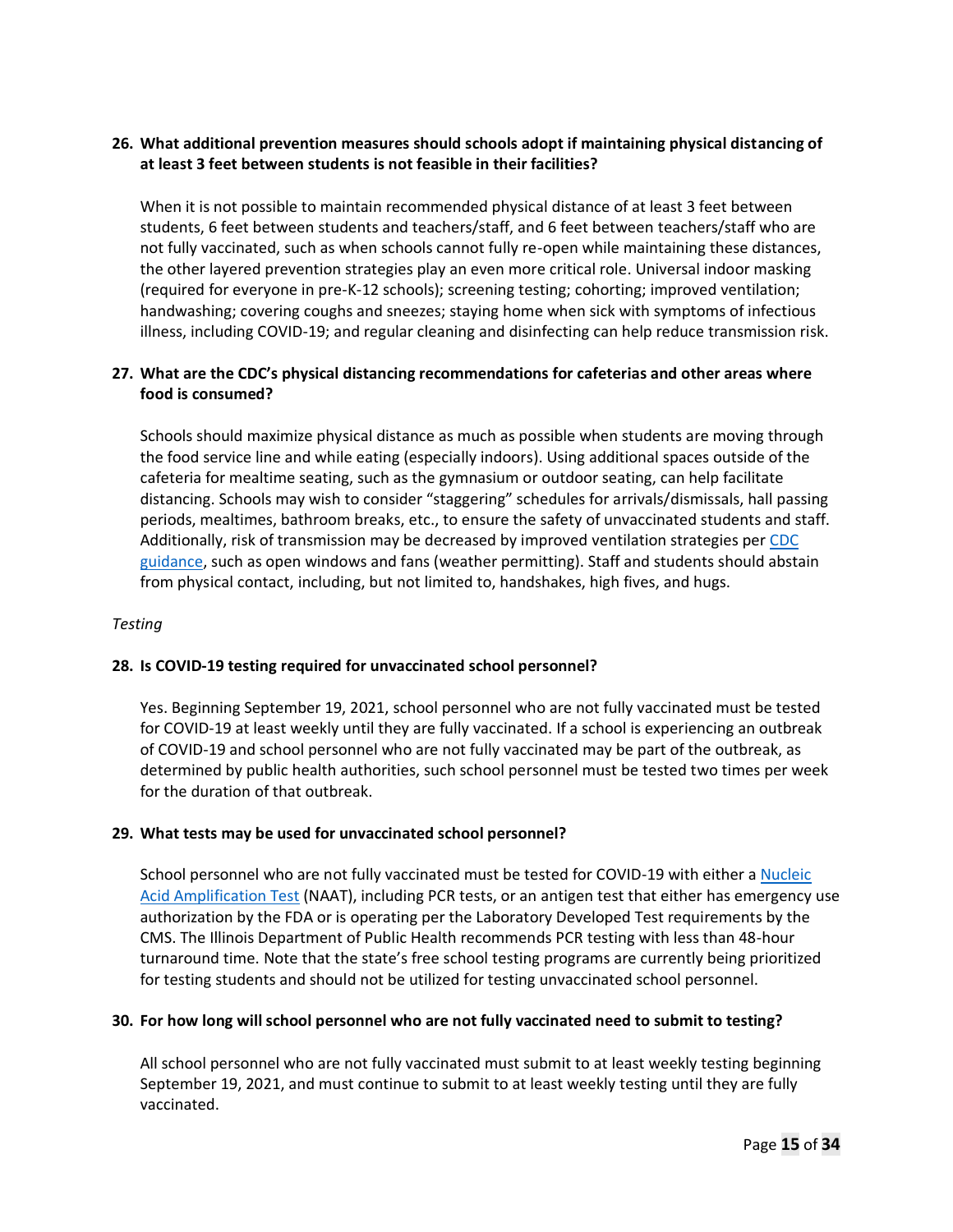**26. What additional prevention measures should schools adopt if maintaining physical distancing of at least 3 feet between students is not feasible in their facilities?**

When it is not possible to maintain recommended physical distance of at least 3 feet between students, 6 feet between students and teachers/staff, and 6 feet between teachers/staff who are not fully vaccinated, such as when schools cannot fully re-open while maintaining these distances, the other layered prevention strategies play an even more critical role. Universal indoor masking (required for everyone in pre-K-12 schools); screening testing; cohorting; improved ventilation; handwashing; covering coughs and sneezes; staying home when sick with symptoms of infectious illness, including COVID-19; and regular cleaning and disinfecting can help reduce transmission risk.

**27. What are the CDC's physical distancing recommendations for cafeterias and other areas where food is consumed?**

Schools should maximize physical distance as much as possible when students are moving through the food service line and while eating (especially indoors). Using additional spaces outside of the cafeteria for mealtime seating, such as the gymnasium or outdoor seating, can help facilitate distancing. Schools may wish to consider "staggering" schedules for arrivals/dismissals, hall passing periods, mealtimes, bathroom breaks, etc., to ensure the safety of unvaccinated students and staff. Additionally, risk of transmission may be decreased by improved ventilation strategies per CDC guidance, such as open windows and fans (weather permitting). Staff and students should abstain from physical contact, including, but not limited to, handshakes, high fives, and hugs.

*Testing*

**28. Is COVID-19 testing required for unvaccinated school personnel?**

Yes. Beginning September 19, 2021, school personnel who are not fully vaccinated must be tested for COVID-19 at least weekly until they are fully vaccinated. If a school is experiencing an outbreak of COVID-19 and school personnel who are not fully vaccinated may be part of the outbreak, as determined by public health authorities, such school personnel must be tested two times per week for the duration of that outbreak.

**29. What tests may be used for unvaccinated school personnel?**

School personnel who are not fully vaccinated must be tested for COVID-19 with either a Nucleic Acid Amplification Test (NAAT), including PCR tests, or an antigen test that either has emergency use authorization by the FDA or is operating per the Laboratory Developed Test requirements by the CMS. The Illinois Department of Public Health recommends PCR testing with less than 48-hour turnaround time. Note that the state's free school testing programs are currently being prioritized for testing students and should not be utilized for testing unvaccinated school personnel.

**30. For how long will school personnel who are not fully vaccinated need to submit to testing?**

All school personnel who are not fully vaccinated must submit to at least weekly testing beginning September 19, 2021, and must continue to submit to at least weekly testing until they are fully vaccinated.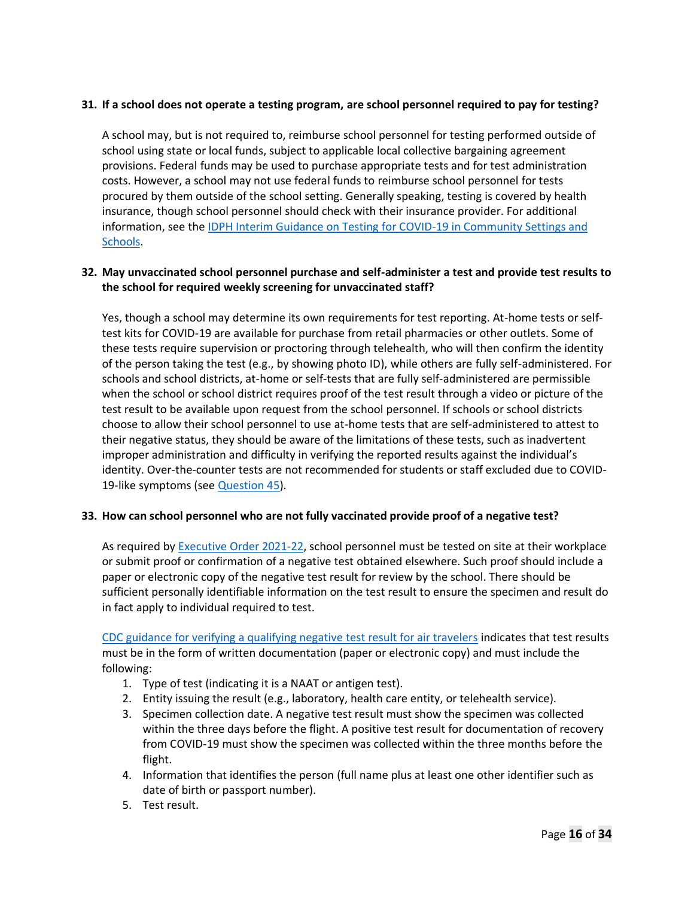**31. If a school does not operate a testing program, are school personnel required to pay for testing?**

A school may, but is not required to, reimburse school personnel for testing performed outside of school using state or local funds, subject to applicable local collective bargaining agreement provisions. Federal funds may be used to purchase appropriate tests and for test administration costs. However, a school may not use federal funds to reimburse school personnel for tests procured by them outside of the school setting. Generally speaking, testing is covered by health insurance, though school personnel should check with their insurance provider. For additional information, see the [IDPH Interim Guidance on Testing for COVID-19 in Community Settings and Schools](IDPH Interim Guidance on Testing for COVID-19 in Community Settings and Schools).

**32. May unvaccinated school personnel purchase and self-administer a test and provide test results to the school for required weekly screening for unvaccinated staff?**

Yes, though a school may determine its own requirements for test reporting. At-home tests or self-test kits for COVID-19 are available for purchase from retail pharmacies or other outlets. Some of these tests require supervision or proctoring through telehealth, who will then confirm the identity of the person taking the test (e.g., by showing photo ID), while others are fully self-administered. For schools and school districts, at-home or self-tests that are fully self-administered are permissible when the school or school district requires proof of the test result through a video or picture of the test result to be available upon request from the school personnel. If schools or school districts choose to allow their school personnel to use at-home tests that are self-administered to attest to their negative status, they should be aware of the limitations of these tests, such as inadvertent improper administration and difficulty in verifying the reported results against the individual's identity. Over-the-counter tests are not recommended for students or staff excluded due to COVID-19-like symptoms (see Question 45).

**33. How can school personnel who are not fully vaccinated provide proof of a negative test?**

As required by Executive Order 2021-22, school personnel must be tested on site at their workplace or submit proof or confirmation of a negative test obtained elsewhere. Such proof should include a paper or electronic copy of the negative test result for review by the school. There should be sufficient personally identifiable information on the test result to ensure the specimen and result do in fact apply to individual required to test.

CDC guidance for verifying a qualifying negative test result for air travelers indicates that test results must be in the form of written documentation (paper or electronic copy) and must include the following:

1. Type of test (indicating it is a NAAT or antigen test).
2. Entity issuing the result (e.g., laboratory, health care entity, or telehealth service).
3. Specimen collection date. A negative test result must show the specimen was collected within the three days before the flight. A positive test result for documentation of recovery from COVID-19 must show the specimen was collected within the three months before the flight.
4. Information that identifies the person (full name plus at least one other identifier such as date of birth or passport number).
5. Test result.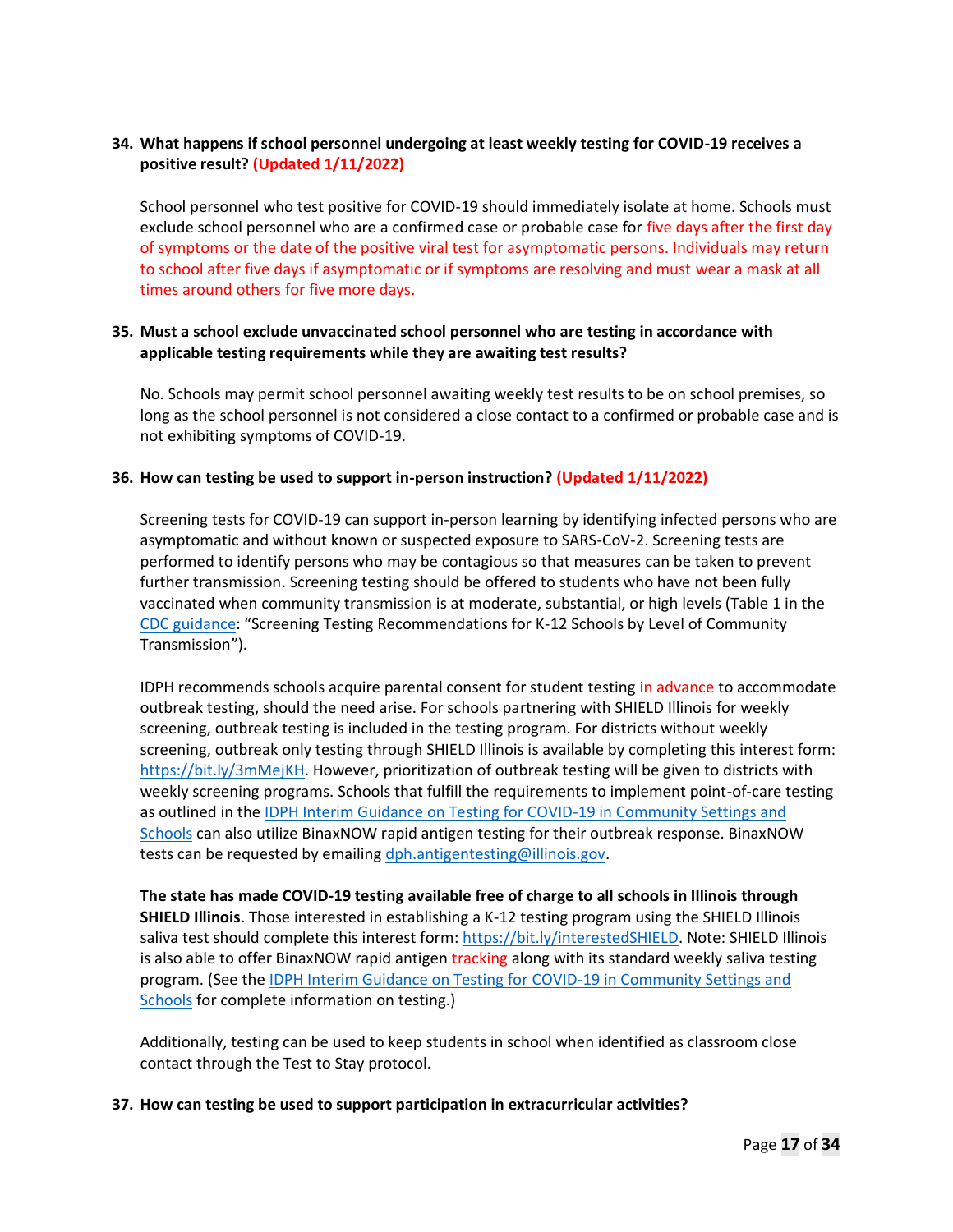**34. What happens if school personnel undergoing at least weekly testing for COVID-19 receives a positive result? (Updated 1/11/2022)**

School personnel who test positive for COVID-19 should immediately isolate at home. Schools must exclude school personnel who are a confirmed case or probable case for five days after the first day of symptoms or the date of the positive viral test for asymptomatic persons. Individuals may return to school after five days if asymptomatic or if symptoms are resolving and must wear a mask at all times around others for five more days.

**35. Must a school exclude unvaccinated school personnel who are testing in accordance with applicable testing requirements while they are awaiting test results?**

No. Schools may permit school personnel awaiting weekly test results to be on school premises, so long as the school personnel is not considered a close contact to a confirmed or probable case and is not exhibiting symptoms of COVID-19.

**36. How can testing be used to support in-person instruction? (Updated 1/11/2022)**

Screening tests for COVID-19 can support in-person learning by identifying infected persons who are asymptomatic and without known or suspected exposure to SARS-CoV-2. Screening tests are performed to identify persons who may be contagious so that measures can be taken to prevent further transmission. Screening testing should be offered to students who have not been fully vaccinated when community transmission is at moderate, substantial, or high levels (Table 1 in the CDC guidance: "Screening Testing Recommendations for K-12 Schools by Level of Community Transmission").

IDPH recommends schools acquire parental consent for student testing in advance to accommodate outbreak testing, should the need arise. For schools partnering with SHIELD Illinois for weekly screening, outbreak testing is included in the testing program. For districts without weekly screening, outbreak only testing through SHIELD Illinois is available by completing this interest form: https://bit.ly/3mMejKH. However, prioritization of outbreak testing will be given to districts with weekly screening programs. Schools that fulfill the requirements to implement point-of-care testing as outlined in the IDPH Interim Guidance on Testing for COVID-19 in Community Settings and Schools can also utilize BinaxNOW rapid antigen testing for their outbreak response. BinaxNOW tests can be requested by emailing dph.antigentesting@illinois.gov.

**The state has made COVID-19 testing available free of charge to all schools in Illinois through SHIELD Illinois**. Those interested in establishing a K-12 testing program using the SHIELD Illinois saliva test should complete this interest form: https://bit.ly/interestedSHIELD. Note: SHIELD Illinois is also able to offer BinaxNOW rapid antigen tracking along with its standard weekly saliva testing program. (See the IDPH Interim Guidance on Testing for COVID-19 in Community Settings and Schools for complete information on testing.)

Additionally, testing can be used to keep students in school when identified as classroom close contact through the Test to Stay protocol.

**37. How can testing be used to support participation in extracurricular activities?**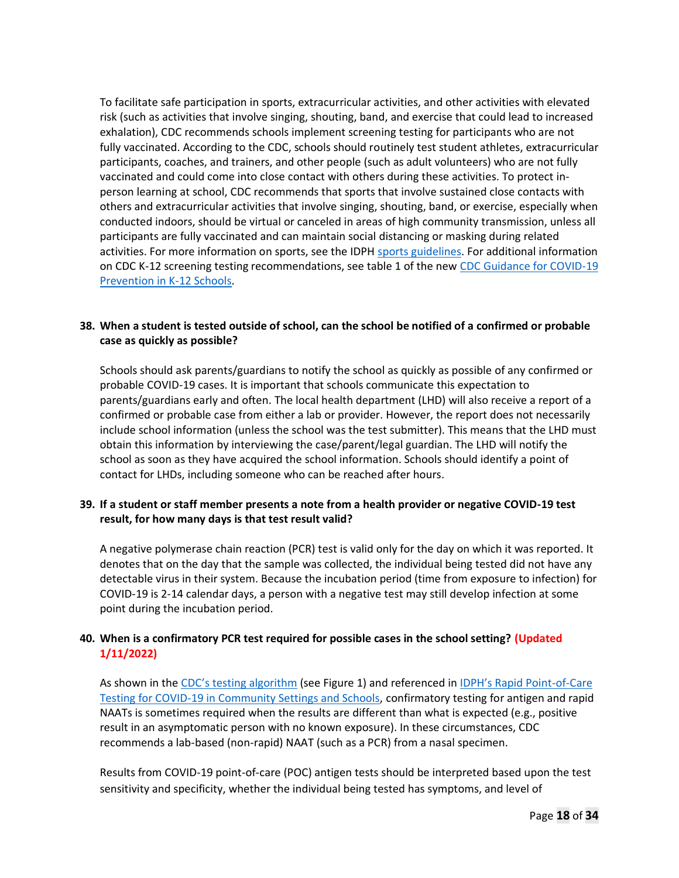To facilitate safe participation in sports, extracurricular activities, and other activities with elevated risk (such as activities that involve singing, shouting, band, and exercise that could lead to increased exhalation), CDC recommends schools implement screening testing for participants who are not fully vaccinated. According to the CDC, schools should routinely test student athletes, extracurricular participants, coaches, and trainers, and other people (such as adult volunteers) who are not fully vaccinated and could come into close contact with others during these activities. To protect in-person learning at school, CDC recommends that sports that involve sustained close contacts with others and extracurricular activities that involve singing, shouting, band, or exercise, especially when conducted indoors, should be virtual or canceled in areas of high community transmission, unless all participants are fully vaccinated and can maintain social distancing or masking during related activities. For more information on sports, see the IDPH sports guidelines. For additional information on CDC K-12 screening testing recommendations, see table 1 of the new CDC Guidance for COVID-19 Prevention in K-12 Schools.

**38. When a student is tested outside of school, can the school be notified of a confirmed or probable case as quickly as possible?**

Schools should ask parents/guardians to notify the school as quickly as possible of any confirmed or probable COVID-19 cases. It is important that schools communicate this expectation to parents/guardians early and often. The local health department (LHD) will also receive a report of a confirmed or probable case from either a lab or provider. However, the report does not necessarily include school information (unless the school was the test submitter). This means that the LHD must obtain this information by interviewing the case/parent/legal guardian. The LHD will notify the school as soon as they have acquired the school information. Schools should identify a point of contact for LHDs, including someone who can be reached after hours.

**39. If a student or staff member presents a note from a health provider or negative COVID-19 test result, for how many days is that test result valid?**

A negative polymerase chain reaction (PCR) test is valid only for the day on which it was reported. It denotes that on the day that the sample was collected, the individual being tested did not have any detectable virus in their system. Because the incubation period (time from exposure to infection) for COVID-19 is 2-14 calendar days, a person with a negative test may still develop infection at some point during the incubation period.

**40. When is a confirmatory PCR test required for possible cases in the school setting? (Updated 1/11/2022)**

As shown in the CDC's testing algorithm (see Figure 1) and referenced in IDPH's Rapid Point-of-Care Testing for COVID-19 in Community Settings and Schools, confirmatory testing for antigen and rapid NAATs is sometimes required when the results are different than what is expected (e.g., positive result in an asymptomatic person with no known exposure). In these circumstances, CDC recommends a lab-based (non-rapid) NAAT (such as a PCR) from a nasal specimen.

Results from COVID-19 point-of-care (POC) antigen tests should be interpreted based upon the test sensitivity and specificity, whether the individual being tested has symptoms, and level of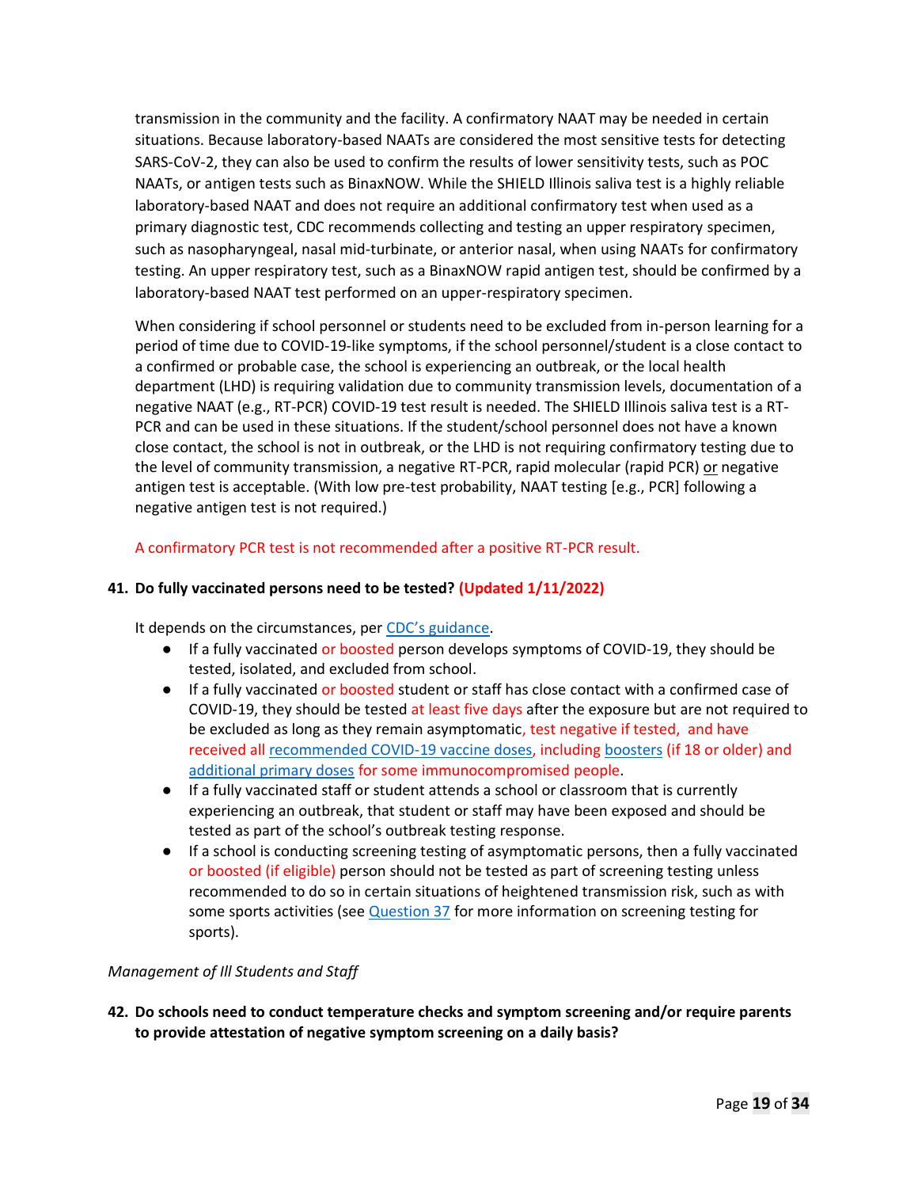transmission in the community and the facility. A confirmatory NAAT may be needed in certain situations. Because laboratory-based NAATs are considered the most sensitive tests for detecting SARS-CoV-2, they can also be used to confirm the results of lower sensitivity tests, such as POC NAATs, or antigen tests such as BinaxNOW. While the SHIELD Illinois saliva test is a highly reliable laboratory-based NAAT and does not require an additional confirmatory test when used as a primary diagnostic test, CDC recommends collecting and testing an upper respiratory specimen, such as nasopharyngeal, nasal mid-turbinate, or anterior nasal, when using NAATs for confirmatory testing. An upper respiratory test, such as a BinaxNOW rapid antigen test, should be confirmed by a laboratory-based NAAT test performed on an upper-respiratory specimen.

When considering if school personnel or students need to be excluded from in-person learning for a period of time due to COVID-19-like symptoms, if the school personnel/student is a close contact to a confirmed or probable case, the school is experiencing an outbreak, or the local health department (LHD) is requiring validation due to community transmission levels, documentation of a negative NAAT (e.g., RT-PCR) COVID-19 test result is needed. The SHIELD Illinois saliva test is a RT-PCR and can be used in these situations. If the student/school personnel does not have a known close contact, the school is not in outbreak, or the LHD is not requiring confirmatory testing due to the level of community transmission, a negative RT-PCR, rapid molecular (rapid PCR) or negative antigen test is acceptable. (With low pre-test probability, NAAT testing [e.g., PCR] following a negative antigen test is not required.)

A confirmatory PCR test is not recommended after a positive RT-PCR result.

**41. Do fully vaccinated persons need to be tested? (Updated 1/11/2022)**

It depends on the circumstances, per [CDC's guidance](https://www.cdc.gov).

- If a fully vaccinated or boosted person develops symptoms of COVID-19, they should be tested, isolated, and excluded from school.
- If a fully vaccinated or boosted student or staff has close contact with a confirmed case of COVID-19, they should be tested at least five days after the exposure but are not required to be excluded as long as they remain asymptomatic, test negative if tested, and have received all recommended COVID-19 vaccine doses, including boosters (if 18 or older) and additional primary doses for some immunocompromised people.
- If a fully vaccinated staff or student attends a school or classroom that is currently experiencing an outbreak, that student or staff may have been exposed and should be tested as part of the school's outbreak testing response.
- If a school is conducting screening testing of asymptomatic persons, then a fully vaccinated or boosted (if eligible) person should not be tested as part of screening testing unless recommended to do so in certain situations of heightened transmission risk, such as with some sports activities (see Question 37 for more information on screening testing for sports).

*Management of Ill Students and Staff*

**42. Do schools need to conduct temperature checks and symptom screening and/or require parents to provide attestation of negative symptom screening on a daily basis?**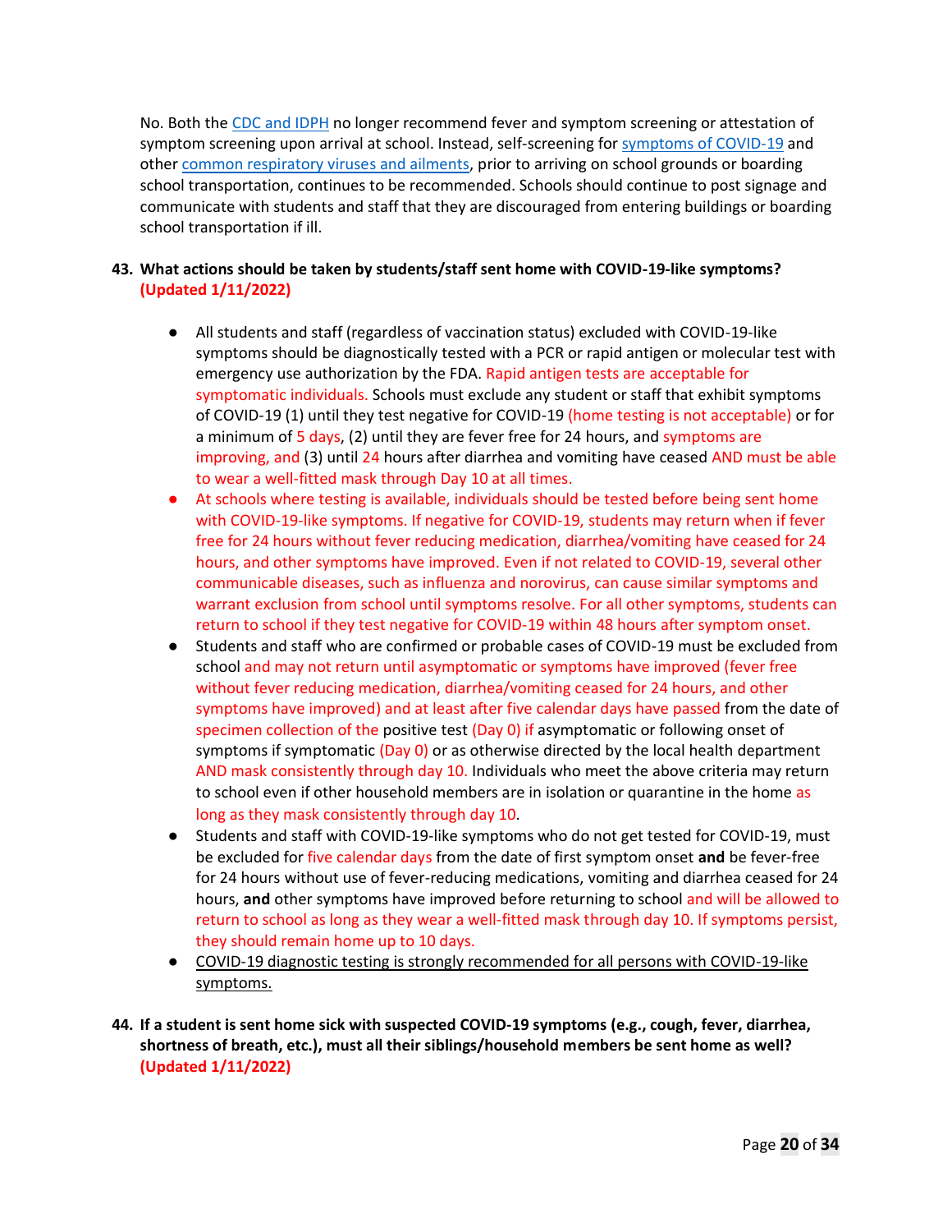No. Both the CDC and IDPH no longer recommend fever and symptom screening or attestation of symptom screening upon arrival at school. Instead, self-screening for symptoms of COVID-19 and other common respiratory viruses and ailments, prior to arriving on school grounds or boarding school transportation, continues to be recommended. Schools should continue to post signage and communicate with students and staff that they are discouraged from entering buildings or boarding school transportation if ill.

**43. What actions should be taken by students/staff sent home with COVID-19-like symptoms? (Updated 1/11/2022)**

- All students and staff (regardless of vaccination status) excluded with COVID-19-like symptoms should be diagnostically tested with a PCR or rapid antigen or molecular test with emergency use authorization by the FDA. Rapid antigen tests are acceptable for symptomatic individuals. Schools must exclude any student or staff that exhibit symptoms of COVID-19 (1) until they test negative for COVID-19 (home testing is not acceptable) or for a minimum of 5 days, (2) until they are fever free for 24 hours, and symptoms are improving, and (3) until 24 hours after diarrhea and vomiting have ceased AND must be able to wear a well-fitted mask through Day 10 at all times.
- At schools where testing is available, individuals should be tested before being sent home with COVID-19-like symptoms. If negative for COVID-19, students may return when if fever free for 24 hours without fever reducing medication, diarrhea/vomiting have ceased for 24 hours, and other symptoms have improved. Even if not related to COVID-19, several other communicable diseases, such as influenza and norovirus, can cause similar symptoms and warrant exclusion from school until symptoms resolve. For all other symptoms, students can return to school if they test negative for COVID-19 within 48 hours after symptom onset.
- Students and staff who are confirmed or probable cases of COVID-19 must be excluded from school and may not return until asymptomatic or symptoms have improved (fever free without fever reducing medication, diarrhea/vomiting ceased for 24 hours, and other symptoms have improved) and at least after five calendar days have passed from the date of specimen collection of the positive test (Day 0) if asymptomatic or following onset of symptoms if symptomatic (Day 0) or as otherwise directed by the local health department AND mask consistently through day 10. Individuals who meet the above criteria may return to school even if other household members are in isolation or quarantine in the home as long as they mask consistently through day 10.
- Students and staff with COVID-19-like symptoms who do not get tested for COVID-19, must be excluded for five calendar days from the date of first symptom onset **and** be fever-free for 24 hours without use of fever-reducing medications, vomiting and diarrhea ceased for 24 hours, **and** other symptoms have improved before returning to school and will be allowed to return to school as long as they wear a well-fitted mask through day 10. If symptoms persist, they should remain home up to 10 days.
- COVID-19 diagnostic testing is strongly recommended for all persons with COVID-19-like symptoms.

**44. If a student is sent home sick with suspected COVID-19 symptoms (e.g., cough, fever, diarrhea, shortness of breath, etc.), must all their siblings/household members be sent home as well? (Updated 1/11/2022)**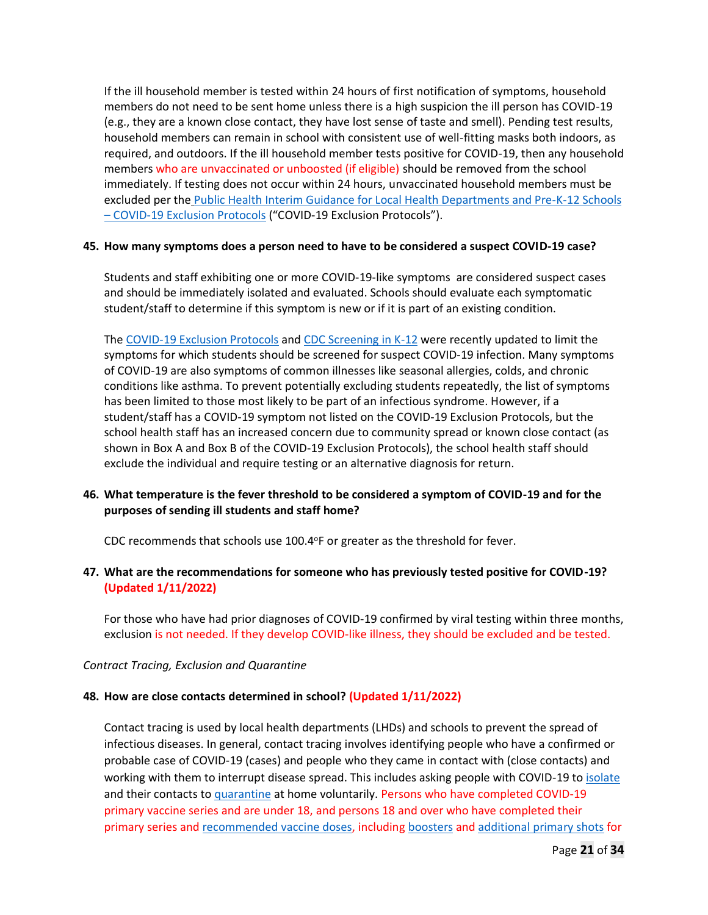If the ill household member is tested within 24 hours of first notification of symptoms, household members do not need to be sent home unless there is a high suspicion the ill person has COVID-19 (e.g., they are a known close contact, they have lost sense of taste and smell). Pending test results, household members can remain in school with consistent use of well-fitting masks both indoors, as required, and outdoors. If the ill household member tests positive for COVID-19, then any household members who are unvaccinated or unboosted (if eligible) should be removed from the school immediately. If testing does not occur within 24 hours, unvaccinated household members must be excluded per the Public Health Interim Guidance for Local Health Departments and Pre-K-12 Schools – COVID-19 Exclusion Protocols ("COVID-19 Exclusion Protocols").

**45. How many symptoms does a person need to have to be considered a suspect COVID-19 case?**

Students and staff exhibiting one or more COVID-19-like symptoms are considered suspect cases and should be immediately isolated and evaluated. Schools should evaluate each symptomatic student/staff to determine if this symptom is new or if it is part of an existing condition.

The COVID-19 Exclusion Protocols and CDC Screening in K-12 were recently updated to limit the symptoms for which students should be screened for suspect COVID-19 infection. Many symptoms of COVID-19 are also symptoms of common illnesses like seasonal allergies, colds, and chronic conditions like asthma. To prevent potentially excluding students repeatedly, the list of symptoms has been limited to those most likely to be part of an infectious syndrome. However, if a student/staff has a COVID-19 symptom not listed on the COVID-19 Exclusion Protocols, but the school health staff has an increased concern due to community spread or known close contact (as shown in Box A and Box B of the COVID-19 Exclusion Protocols), the school health staff should exclude the individual and require testing or an alternative diagnosis for return.

**46. What temperature is the fever threshold to be considered a symptom of COVID-19 and for the purposes of sending ill students and staff home?**

CDC recommends that schools use 100.4°F or greater as the threshold for fever.

**47. What are the recommendations for someone who has previously tested positive for COVID-19? (Updated 1/11/2022)**

For those who have had prior diagnoses of COVID-19 confirmed by viral testing within three months, exclusion is not needed. If they develop COVID-like illness, they should be excluded and be tested.

*Contract Tracing, Exclusion and Quarantine*

**48. How are close contacts determined in school? (Updated 1/11/2022)**

Contact tracing is used by local health departments (LHDs) and schools to prevent the spread of infectious diseases. In general, contact tracing involves identifying people who have a confirmed or probable case of COVID-19 (cases) and people who they came in contact with (close contacts) and working with them to interrupt disease spread. This includes asking people with COVID-19 to isolate and their contacts to quarantine at home voluntarily. Persons who have completed COVID-19 primary vaccine series and are under 18, and persons 18 and over who have completed their primary series and recommended vaccine doses, including boosters and additional primary shots for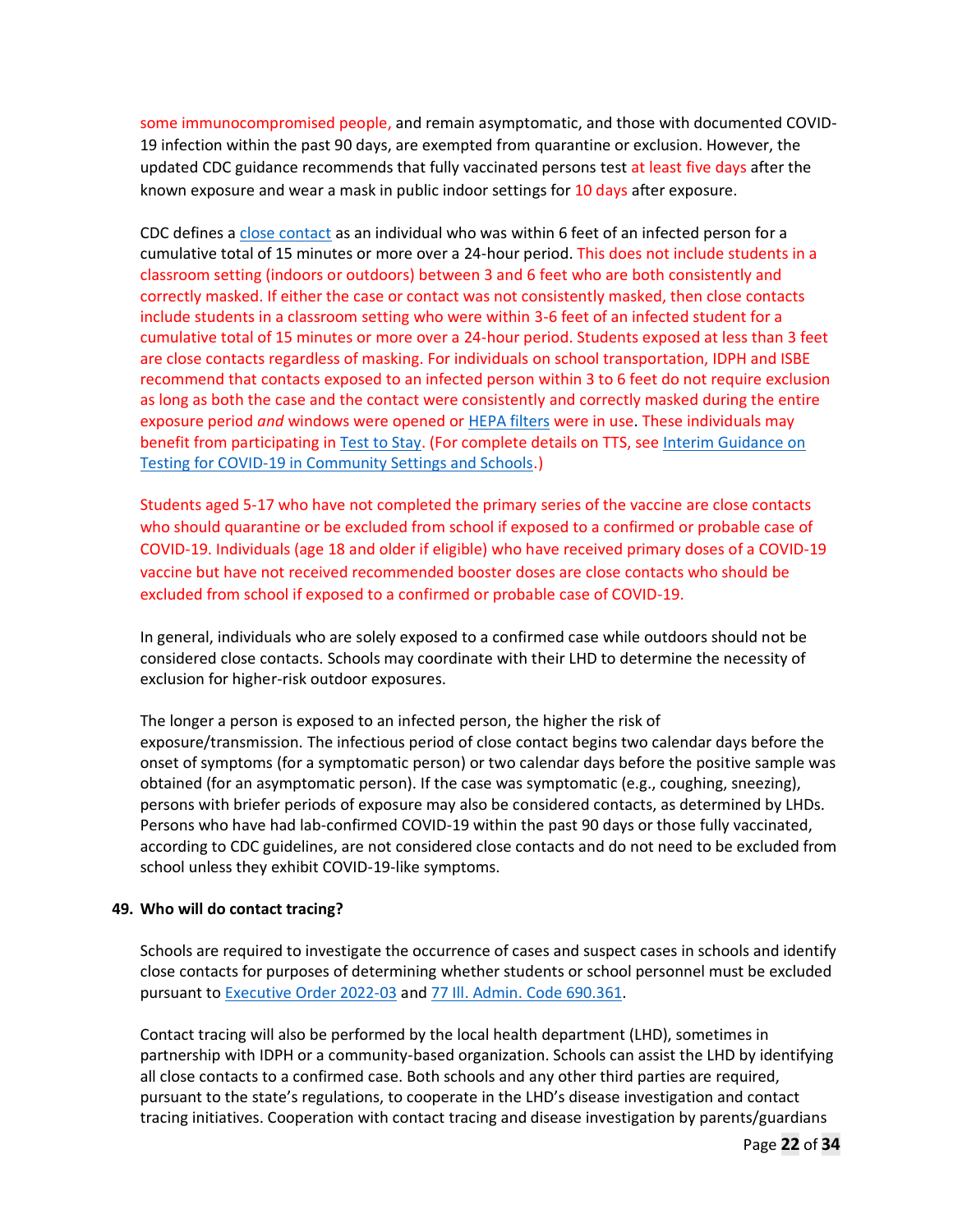some immunocompromised people, and remain asymptomatic, and those with documented COVID-19 infection within the past 90 days, are exempted from quarantine or exclusion. However, the updated CDC guidance recommends that fully vaccinated persons test at least five days after the known exposure and wear a mask in public indoor settings for 10 days after exposure.

CDC defines a close contact as an individual who was within 6 feet of an infected person for a cumulative total of 15 minutes or more over a 24-hour period. This does not include students in a classroom setting (indoors or outdoors) between 3 and 6 feet who are both consistently and correctly masked. If either the case or contact was not consistently masked, then close contacts include students in a classroom setting who were within 3-6 feet of an infected student for a cumulative total of 15 minutes or more over a 24-hour period. Students exposed at less than 3 feet are close contacts regardless of masking. For individuals on school transportation, IDPH and ISBE recommend that contacts exposed to an infected person within 3 to 6 feet do not require exclusion as long as both the case and the contact were consistently and correctly masked during the entire exposure period *and* windows were opened or HEPA filters were in use. These individuals may benefit from participating in Test to Stay. (For complete details on TTS, see Interim Guidance on Testing for COVID-19 in Community Settings and Schools.)

Students aged 5-17 who have not completed the primary series of the vaccine are close contacts who should quarantine or be excluded from school if exposed to a confirmed or probable case of COVID-19. Individuals (age 18 and older if eligible) who have received primary doses of a COVID-19 vaccine but have not received recommended booster doses are close contacts who should be excluded from school if exposed to a confirmed or probable case of COVID-19.

In general, individuals who are solely exposed to a confirmed case while outdoors should not be considered close contacts. Schools may coordinate with their LHD to determine the necessity of exclusion for higher-risk outdoor exposures.

The longer a person is exposed to an infected person, the higher the risk of exposure/transmission. The infectious period of close contact begins two calendar days before the onset of symptoms (for a symptomatic person) or two calendar days before the positive sample was obtained (for an asymptomatic person). If the case was symptomatic (e.g., coughing, sneezing), persons with briefer periods of exposure may also be considered contacts, as determined by LHDs. Persons who have had lab-confirmed COVID-19 within the past 90 days or those fully vaccinated, according to CDC guidelines, are not considered close contacts and do not need to be excluded from school unless they exhibit COVID-19-like symptoms.

**49. Who will do contact tracing?**

Schools are required to investigate the occurrence of cases and suspect cases in schools and identify close contacts for purposes of determining whether students or school personnel must be excluded pursuant to Executive Order 2022-03 and 77 Ill. Admin. Code 690.361.

Contact tracing will also be performed by the local health department (LHD), sometimes in partnership with IDPH or a community-based organization. Schools can assist the LHD by identifying all close contacts to a confirmed case. Both schools and any other third parties are required, pursuant to the state's regulations, to cooperate in the LHD's disease investigation and contact tracing initiatives. Cooperation with contact tracing and disease investigation by parents/guardians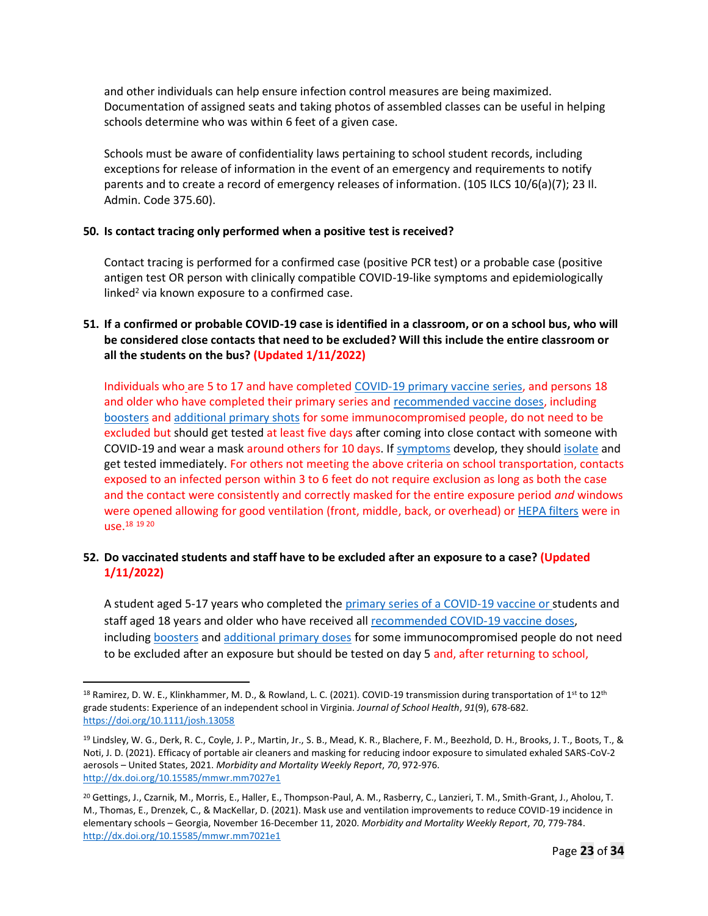and other individuals can help ensure infection control measures are being maximized. Documentation of assigned seats and taking photos of assembled classes can be useful in helping schools determine who was within 6 feet of a given case.

Schools must be aware of confidentiality laws pertaining to school student records, including exceptions for release of information in the event of an emergency and requirements to notify parents and to create a record of emergency releases of information. (105 ILCS 10/6(a)(7); 23 Il. Admin. Code 375.60).

**50. Is contact tracing only performed when a positive test is received?**

Contact tracing is performed for a confirmed case (positive PCR test) or a probable case (positive antigen test OR person with clinically compatible COVID-19-like symptoms and epidemiologically linked[2] via known exposure to a confirmed case.

**51. If a confirmed or probable COVID-19 case is identified in a classroom, or on a school bus, who will be considered close contacts that need to be excluded? Will this include the entire classroom or all the students on the bus? (Updated 1/11/2022)**

Individuals who are 5 to 17 and have completed COVID-19 primary vaccine series, and persons 18 and older who have completed their primary series and recommended vaccine doses, including boosters and additional primary shots for some immunocompromised people, do not need to be excluded but should get tested at least five days after coming into close contact with someone with COVID-19 and wear a mask around others for 10 days. If symptoms develop, they should isolate and get tested immediately. For others not meeting the above criteria on school transportation, contacts exposed to an infected person within 3 to 6 feet do not require exclusion as long as both the case and the contact were consistently and correctly masked for the entire exposure period *and* windows were opened allowing for good ventilation (front, middle, back, or overhead) or HEPA filters were in use.[18] [19] [20]

**52. Do vaccinated students and staff have to be excluded after an exposure to a case? (Updated 1/11/2022)**

A student aged 5-17 years who completed the primary series of a COVID-19 vaccine or students and staff aged 18 years and older who have received all recommended COVID-19 vaccine doses, including boosters and additional primary doses for some immunocompromised people do not need to be excluded after an exposure but should be tested on day 5 and, after returning to school,

---

[18] Ramirez, D. W. E., Klinkhammer, M. D., & Rowland, L. C. (2021). COVID-19 transmission during transportation of 1st to 12th grade students: Experience of an independent school in Virginia. *Journal of School Health*, *91*(9), 678-682. https://doi.org/10.1111/josh.13058

[19] Lindsley, W. G., Derk, R. C., Coyle, J. P., Martin, Jr., S. B., Mead, K. R., Blachere, F. M., Beezhold, D. H., Brooks, J. T., Boots, T., & Noti, J. D. (2021). Efficacy of portable air cleaners and masking for reducing indoor exposure to simulated exhaled SARS-CoV-2 aerosols – United States, 2021. *Morbidity and Mortality Weekly Report*, *70*, 972-976. http://dx.doi.org/10.15585/mmwr.mm7027e1

[20] Gettings, J., Czarnik, M., Morris, E., Haller, E., Thompson-Paul, A. M., Rasberry, C., Lanzieri, T. M., Smith-Grant, J., Aholou, T. M., Thomas, E., Drenzek, C., & MacKellar, D. (2021). Mask use and ventilation improvements to reduce COVID-19 incidence in elementary schools – Georgia, November 16-December 11, 2020. *Morbidity and Mortality Weekly Report*, *70*, 779-784. http://dx.doi.org/10.15585/mmwr.mm7021e1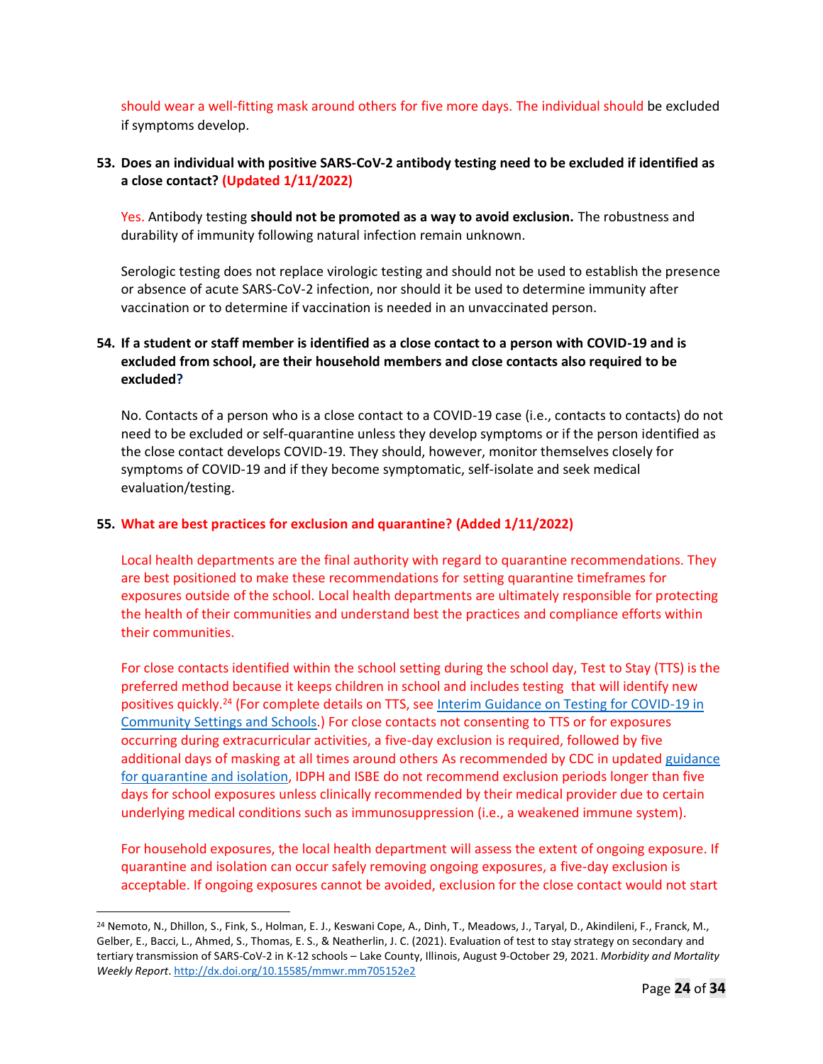should wear a well-fitting mask around others for five more days. The individual should be excluded if symptoms develop.

**53. Does an individual with positive SARS-CoV-2 antibody testing need to be excluded if identified as a close contact? (Updated 1/11/2022)**

Yes. Antibody testing **should not be promoted as a way to avoid exclusion.** The robustness and durability of immunity following natural infection remain unknown.

Serologic testing does not replace virologic testing and should not be used to establish the presence or absence of acute SARS-CoV-2 infection, nor should it be used to determine immunity after vaccination or to determine if vaccination is needed in an unvaccinated person.

**54. If a student or staff member is identified as a close contact to a person with COVID-19 and is excluded from school, are their household members and close contacts also required to be excluded?**

No. Contacts of a person who is a close contact to a COVID-19 case (i.e., contacts to contacts) do not need to be excluded or self-quarantine unless they develop symptoms or if the person identified as the close contact develops COVID-19. They should, however, monitor themselves closely for symptoms of COVID-19 and if they become symptomatic, self-isolate and seek medical evaluation/testing.

**55. What are best practices for exclusion and quarantine? (Added 1/11/2022)**

Local health departments are the final authority with regard to quarantine recommendations. They are best positioned to make these recommendations for setting quarantine timeframes for exposures outside of the school. Local health departments are ultimately responsible for protecting the health of their communities and understand best the practices and compliance efforts within their communities.

For close contacts identified within the school setting during the school day, Test to Stay (TTS) is the preferred method because it keeps children in school and includes testing that will identify new positives quickly.[24] (For complete details on TTS, see [Interim Guidance on Testing for COVID-19 in Community Settings and Schools](#).) For close contacts not consenting to TTS or for exposures occurring during extracurricular activities, a five-day exclusion is required, followed by five additional days of masking at all times around others As recommended by CDC in updated [guidance for quarantine and isolation](#), IDPH and ISBE do not recommend exclusion periods longer than five days for school exposures unless clinically recommended by their medical provider due to certain underlying medical conditions such as immunosuppression (i.e., a weakened immune system).

For household exposures, the local health department will assess the extent of ongoing exposure. If quarantine and isolation can occur safely removing ongoing exposures, a five-day exclusion is acceptable. If ongoing exposures cannot be avoided, exclusion for the close contact would not start

---

[24] Nemoto, N., Dhillon, S., Fink, S., Holman, E. J., Keswani Cope, A., Dinh, T., Meadows, J., Taryal, D., Akindileni, F., Franck, M., Gelber, E., Bacci, L., Ahmed, S., Thomas, E. S., & Neatherlin, J. C. (2021). Evaluation of test to stay strategy on secondary and tertiary transmission of SARS-CoV-2 in K-12 schools – Lake County, Illinois, August 9-October 29, 2021. *Morbidity and Mortality Weekly Report*. http://dx.doi.org/10.15585/mmwr.mm705152e2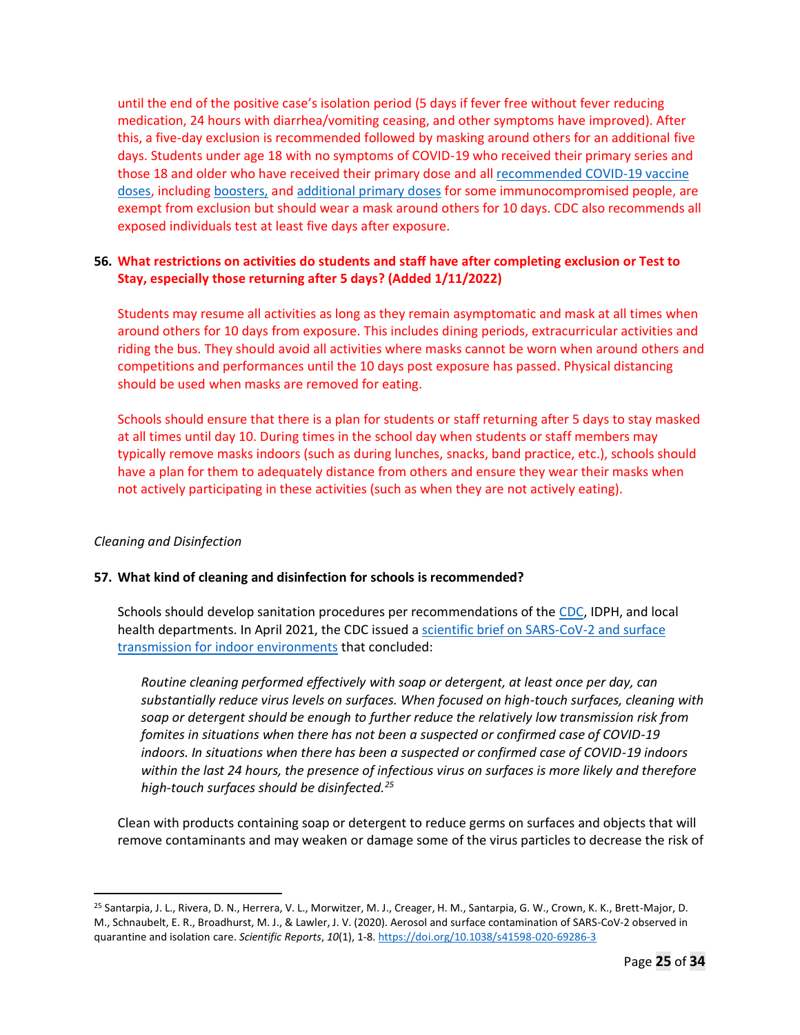until the end of the positive case's isolation period (5 days if fever free without fever reducing medication, 24 hours with diarrhea/vomiting ceasing, and other symptoms have improved). After this, a five-day exclusion is recommended followed by masking around others for an additional five days. Students under age 18 with no symptoms of COVID-19 who received their primary series and those 18 and older who have received their primary dose and all recommended COVID-19 vaccine doses, including boosters, and additional primary doses for some immunocompromised people, are exempt from exclusion but should wear a mask around others for 10 days. CDC also recommends all exposed individuals test at least five days after exposure.

**56. What restrictions on activities do students and staff have after completing exclusion or Test to Stay, especially those returning after 5 days? (Added 1/11/2022)**

Students may resume all activities as long as they remain asymptomatic and mask at all times when around others for 10 days from exposure. This includes dining periods, extracurricular activities and riding the bus. They should avoid all activities where masks cannot be worn when around others and competitions and performances until the 10 days post exposure has passed. Physical distancing should be used when masks are removed for eating.

Schools should ensure that there is a plan for students or staff returning after 5 days to stay masked at all times until day 10. During times in the school day when students or staff members may typically remove masks indoors (such as during lunches, snacks, band practice, etc.), schools should have a plan for them to adequately distance from others and ensure they wear their masks when not actively participating in these activities (such as when they are not actively eating).

*Cleaning and Disinfection*

**57. What kind of cleaning and disinfection for schools is recommended?**

Schools should develop sanitation procedures per recommendations of the CDC, IDPH, and local health departments. In April 2021, the CDC issued a scientific brief on SARS-CoV-2 and surface transmission for indoor environments that concluded:

> *Routine cleaning performed effectively with soap or detergent, at least once per day, can substantially reduce virus levels on surfaces. When focused on high-touch surfaces, cleaning with soap or detergent should be enough to further reduce the relatively low transmission risk from fomites in situations when there has not been a suspected or confirmed case of COVID-19 indoors. In situations when there has been a suspected or confirmed case of COVID-19 indoors within the last 24 hours, the presence of infectious virus on surfaces is more likely and therefore high-touch surfaces should be disinfected.*[25]

Clean with products containing soap or detergent to reduce germs on surfaces and objects that will remove contaminants and may weaken or damage some of the virus particles to decrease the risk of

---

[25] Santarpia, J. L., Rivera, D. N., Herrera, V. L., Morwitzer, M. J., Creager, H. M., Santarpia, G. W., Crown, K. K., Brett-Major, D. M., Schnaubelt, E. R., Broadhurst, M. J., & Lawler, J. V. (2020). Aerosol and surface contamination of SARS-CoV-2 observed in quarantine and isolation care. *Scientific Reports*, *10*(1), 1-8. https://doi.org/10.1038/s41598-020-69286-3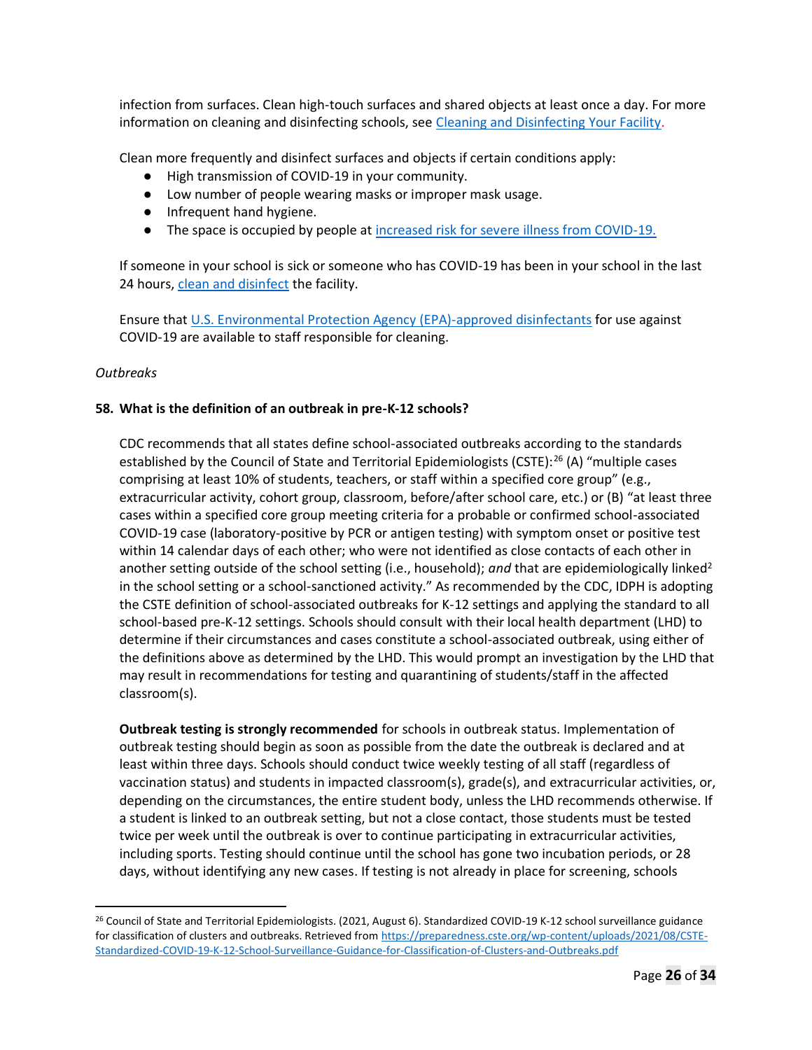infection from surfaces. Clean high-touch surfaces and shared objects at least once a day. For more information on cleaning and disinfecting schools, see [Cleaning and Disinfecting Your Facility](#).

Clean more frequently and disinfect surfaces and objects if certain conditions apply:

- High transmission of COVID-19 in your community.
- Low number of people wearing masks or improper mask usage.
- Infrequent hand hygiene.
- The space is occupied by people at [increased risk for severe illness from COVID-19.](#)

If someone in your school is sick or someone who has COVID-19 has been in your school in the last 24 hours, [clean and disinfect](#) the facility.

Ensure that [U.S. Environmental Protection Agency (EPA)-approved disinfectants](#) for use against COVID-19 are available to staff responsible for cleaning.

*Outbreaks*

**58. What is the definition of an outbreak in pre-K-12 schools?**

CDC recommends that all states define school-associated outbreaks according to the standards established by the Council of State and Territorial Epidemiologists (CSTE):[26] (A) "multiple cases comprising at least 10% of students, teachers, or staff within a specified core group" (e.g., extracurricular activity, cohort group, classroom, before/after school care, etc.) or (B) "at least three cases within a specified core group meeting criteria for a probable or confirmed school-associated COVID-19 case (laboratory-positive by PCR or antigen testing) with symptom onset or positive test within 14 calendar days of each other; who were not identified as close contacts of each other in another setting outside of the school setting (i.e., household); *and* that are epidemiologically linked[2] in the school setting or a school-sanctioned activity." As recommended by the CDC, IDPH is adopting the CSTE definition of school-associated outbreaks for K-12 settings and applying the standard to all school-based pre-K-12 settings. Schools should consult with their local health department (LHD) to determine if their circumstances and cases constitute a school-associated outbreak, using either of the definitions above as determined by the LHD. This would prompt an investigation by the LHD that may result in recommendations for testing and quarantining of students/staff in the affected classroom(s).

**Outbreak testing is strongly recommended** for schools in outbreak status. Implementation of outbreak testing should begin as soon as possible from the date the outbreak is declared and at least within three days. Schools should conduct twice weekly testing of all staff (regardless of vaccination status) and students in impacted classroom(s), grade(s), and extracurricular activities, or, depending on the circumstances, the entire student body, unless the LHD recommends otherwise. If a student is linked to an outbreak setting, but not a close contact, those students must be tested twice per week until the outbreak is over to continue participating in extracurricular activities, including sports. Testing should continue until the school has gone two incubation periods, or 28 days, without identifying any new cases. If testing is not already in place for screening, schools

---

[26] Council of State and Territorial Epidemiologists. (2021, August 6). Standardized COVID-19 K-12 school surveillance guidance for classification of clusters and outbreaks. Retrieved from https://preparedness.cste.org/wp-content/uploads/2021/08/CSTE-Standardized-COVID-19-K-12-School-Surveillance-Guidance-for-Classification-of-Clusters-and-Outbreaks.pdf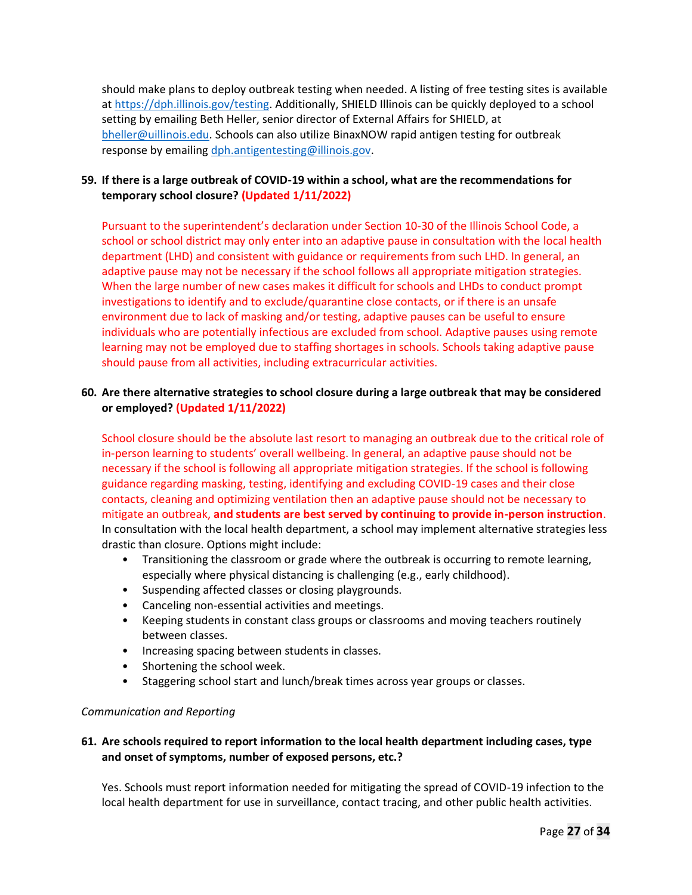should make plans to deploy outbreak testing when needed. A listing of free testing sites is available at https://dph.illinois.gov/testing. Additionally, SHIELD Illinois can be quickly deployed to a school setting by emailing Beth Heller, senior director of External Affairs for SHIELD, at bheller@uillinois.edu. Schools can also utilize BinaxNOW rapid antigen testing for outbreak response by emailing dph.antigentesting@illinois.gov.

**59. If there is a large outbreak of COVID-19 within a school, what are the recommendations for temporary school closure? (Updated 1/11/2022)**

Pursuant to the superintendent's declaration under Section 10-30 of the Illinois School Code, a school or school district may only enter into an adaptive pause in consultation with the local health department (LHD) and consistent with guidance or requirements from such LHD. In general, an adaptive pause may not be necessary if the school follows all appropriate mitigation strategies. When the large number of new cases makes it difficult for schools and LHDs to conduct prompt investigations to identify and to exclude/quarantine close contacts, or if there is an unsafe environment due to lack of masking and/or testing, adaptive pauses can be useful to ensure individuals who are potentially infectious are excluded from school. Adaptive pauses using remote learning may not be employed due to staffing shortages in schools. Schools taking adaptive pause should pause from all activities, including extracurricular activities.

**60. Are there alternative strategies to school closure during a large outbreak that may be considered or employed? (Updated 1/11/2022)**

School closure should be the absolute last resort to managing an outbreak due to the critical role of in-person learning to students' overall wellbeing. In general, an adaptive pause should not be necessary if the school is following all appropriate mitigation strategies. If the school is following guidance regarding masking, testing, identifying and excluding COVID-19 cases and their close contacts, cleaning and optimizing ventilation then an adaptive pause should not be necessary to mitigate an outbreak, **and students are best served by continuing to provide in-person instruction**. In consultation with the local health department, a school may implement alternative strategies less drastic than closure. Options might include:

- Transitioning the classroom or grade where the outbreak is occurring to remote learning, especially where physical distancing is challenging (e.g., early childhood).
- Suspending affected classes or closing playgrounds.
- Canceling non-essential activities and meetings.
- Keeping students in constant class groups or classrooms and moving teachers routinely between classes.
- Increasing spacing between students in classes.
- Shortening the school week.
- Staggering school start and lunch/break times across year groups or classes.

*Communication and Reporting*

**61. Are schools required to report information to the local health department including cases, type and onset of symptoms, number of exposed persons, etc.?**

Yes. Schools must report information needed for mitigating the spread of COVID-19 infection to the local health department for use in surveillance, contact tracing, and other public health activities.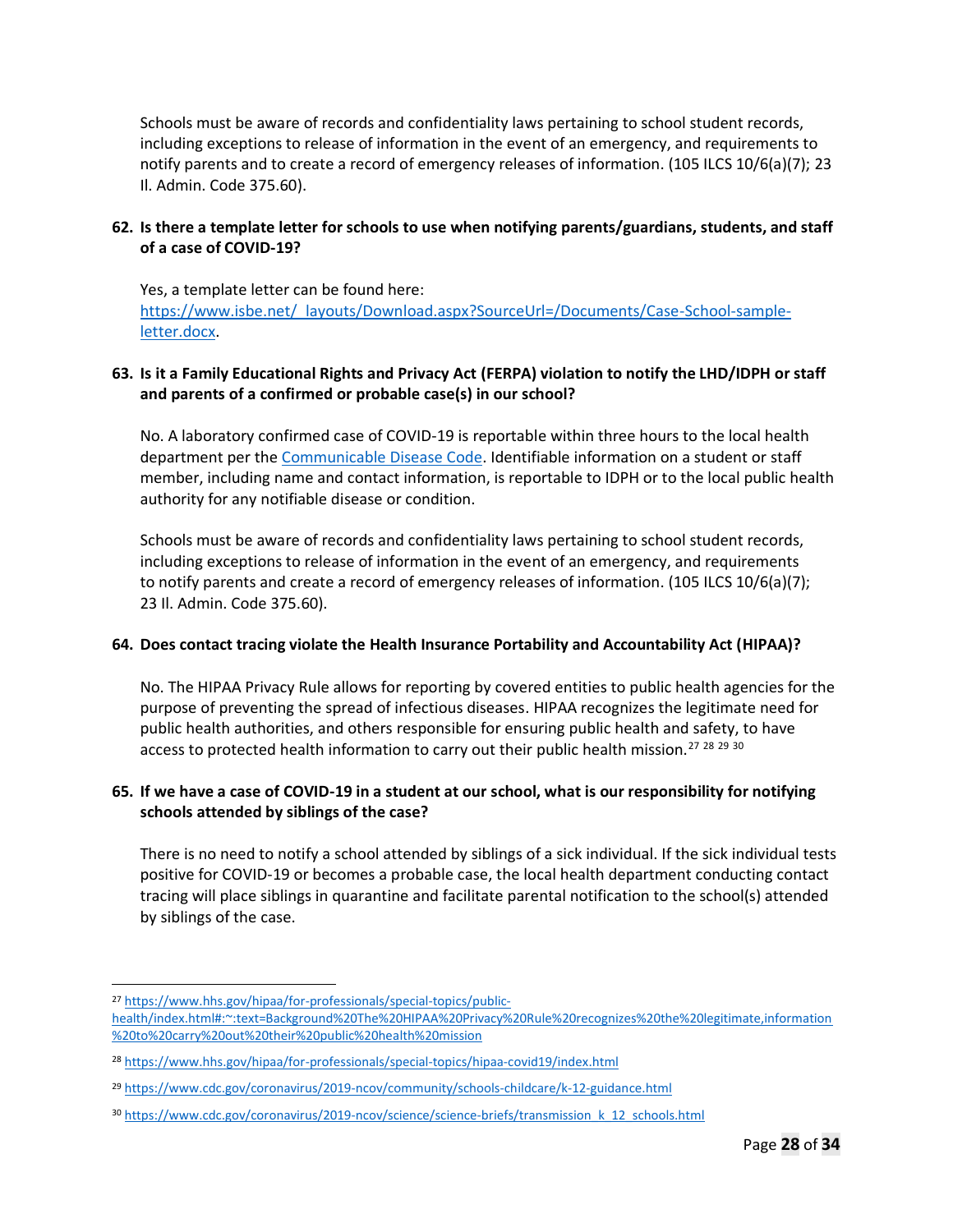Schools must be aware of records and confidentiality laws pertaining to school student records, including exceptions to release of information in the event of an emergency, and requirements to notify parents and to create a record of emergency releases of information. (105 ILCS 10/6(a)(7); 23 Il. Admin. Code 375.60).

**62. Is there a template letter for schools to use when notifying parents/guardians, students, and staff of a case of COVID-19?**

Yes, a template letter can be found here: [https://www.isbe.net/_layouts/Download.aspx?SourceUrl=/Documents/Case-School-sample-letter.docx](https://www.isbe.net/_layouts/Download.aspx?SourceUrl=/Documents/Case-School-sample-letter.docx).

**63. Is it a Family Educational Rights and Privacy Act (FERPA) violation to notify the LHD/IDPH or staff and parents of a confirmed or probable case(s) in our school?**

No. A laboratory confirmed case of COVID-19 is reportable within three hours to the local health department per the Communicable Disease Code. Identifiable information on a student or staff member, including name and contact information, is reportable to IDPH or to the local public health authority for any notifiable disease or condition.

Schools must be aware of records and confidentiality laws pertaining to school student records, including exceptions to release of information in the event of an emergency, and requirements to notify parents and create a record of emergency releases of information. (105 ILCS 10/6(a)(7); 23 Il. Admin. Code 375.60).

**64. Does contact tracing violate the Health Insurance Portability and Accountability Act (HIPAA)?**

No. The HIPAA Privacy Rule allows for reporting by covered entities to public health agencies for the purpose of preventing the spread of infectious diseases. HIPAA recognizes the legitimate need for public health authorities, and others responsible for ensuring public health and safety, to have access to protected health information to carry out their public health mission.[27] [28] [29] [30]

**65. If we have a case of COVID-19 in a student at our school, what is our responsibility for notifying schools attended by siblings of the case?**

There is no need to notify a school attended by siblings of a sick individual. If the sick individual tests positive for COVID-19 or becomes a probable case, the local health department conducting contact tracing will place siblings in quarantine and facilitate parental notification to the school(s) attended by siblings of the case.

---

[27] https://www.hhs.gov/hipaa/for-professionals/special-topics/public-health/index.html#:~:text=Background%20The%20HIPAA%20Privacy%20Rule%20recognizes%20the%20legitimate,information%20to%20carry%20out%20their%20public%20health%20mission

[28] https://www.hhs.gov/hipaa/for-professionals/special-topics/hipaa-covid19/index.html

[29] https://www.cdc.gov/coronavirus/2019-ncov/community/schools-childcare/k-12-guidance.html

[30] https://www.cdc.gov/coronavirus/2019-ncov/science/science-briefs/transmission_k_12_schools.html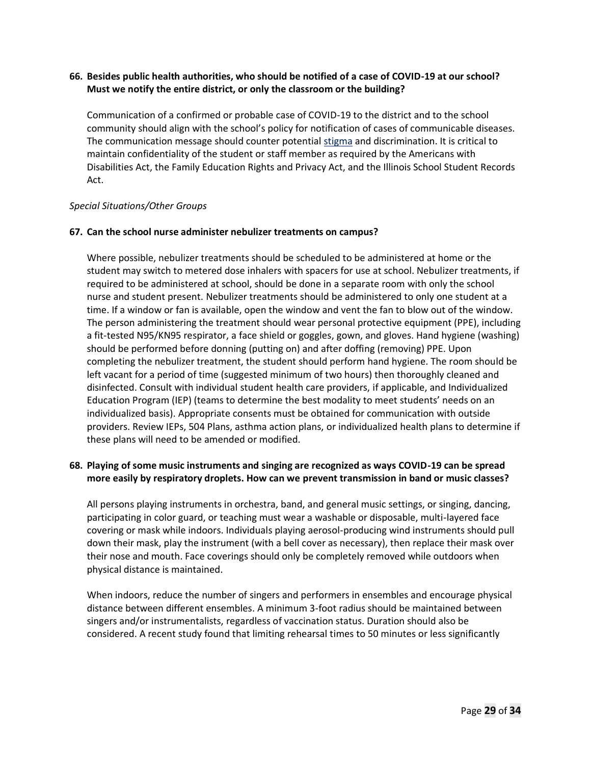**66. Besides public health authorities, who should be notified of a case of COVID-19 at our school? Must we notify the entire district, or only the classroom or the building?**

Communication of a confirmed or probable case of COVID-19 to the district and to the school community should align with the school's policy for notification of cases of communicable diseases. The communication message should counter potential stigma and discrimination. It is critical to maintain confidentiality of the student or staff member as required by the Americans with Disabilities Act, the Family Education Rights and Privacy Act, and the Illinois School Student Records Act.

*Special Situations/Other Groups*

**67. Can the school nurse administer nebulizer treatments on campus?**

Where possible, nebulizer treatments should be scheduled to be administered at home or the student may switch to metered dose inhalers with spacers for use at school. Nebulizer treatments, if required to be administered at school, should be done in a separate room with only the school nurse and student present. Nebulizer treatments should be administered to only one student at a time. If a window or fan is available, open the window and vent the fan to blow out of the window. The person administering the treatment should wear personal protective equipment (PPE), including a fit-tested N95/KN95 respirator, a face shield or goggles, gown, and gloves. Hand hygiene (washing) should be performed before donning (putting on) and after doffing (removing) PPE. Upon completing the nebulizer treatment, the student should perform hand hygiene. The room should be left vacant for a period of time (suggested minimum of two hours) then thoroughly cleaned and disinfected. Consult with individual student health care providers, if applicable, and Individualized Education Program (IEP) (teams to determine the best modality to meet students' needs on an individualized basis). Appropriate consents must be obtained for communication with outside providers. Review IEPs, 504 Plans, asthma action plans, or individualized health plans to determine if these plans will need to be amended or modified.

**68. Playing of some music instruments and singing are recognized as ways COVID-19 can be spread more easily by respiratory droplets. How can we prevent transmission in band or music classes?**

All persons playing instruments in orchestra, band, and general music settings, or singing, dancing, participating in color guard, or teaching must wear a washable or disposable, multi-layered face covering or mask while indoors. Individuals playing aerosol-producing wind instruments should pull down their mask, play the instrument (with a bell cover as necessary), then replace their mask over their nose and mouth. Face coverings should only be completely removed while outdoors when physical distance is maintained.

When indoors, reduce the number of singers and performers in ensembles and encourage physical distance between different ensembles. A minimum 3-foot radius should be maintained between singers and/or instrumentalists, regardless of vaccination status. Duration should also be considered. A recent study found that limiting rehearsal times to 50 minutes or less significantly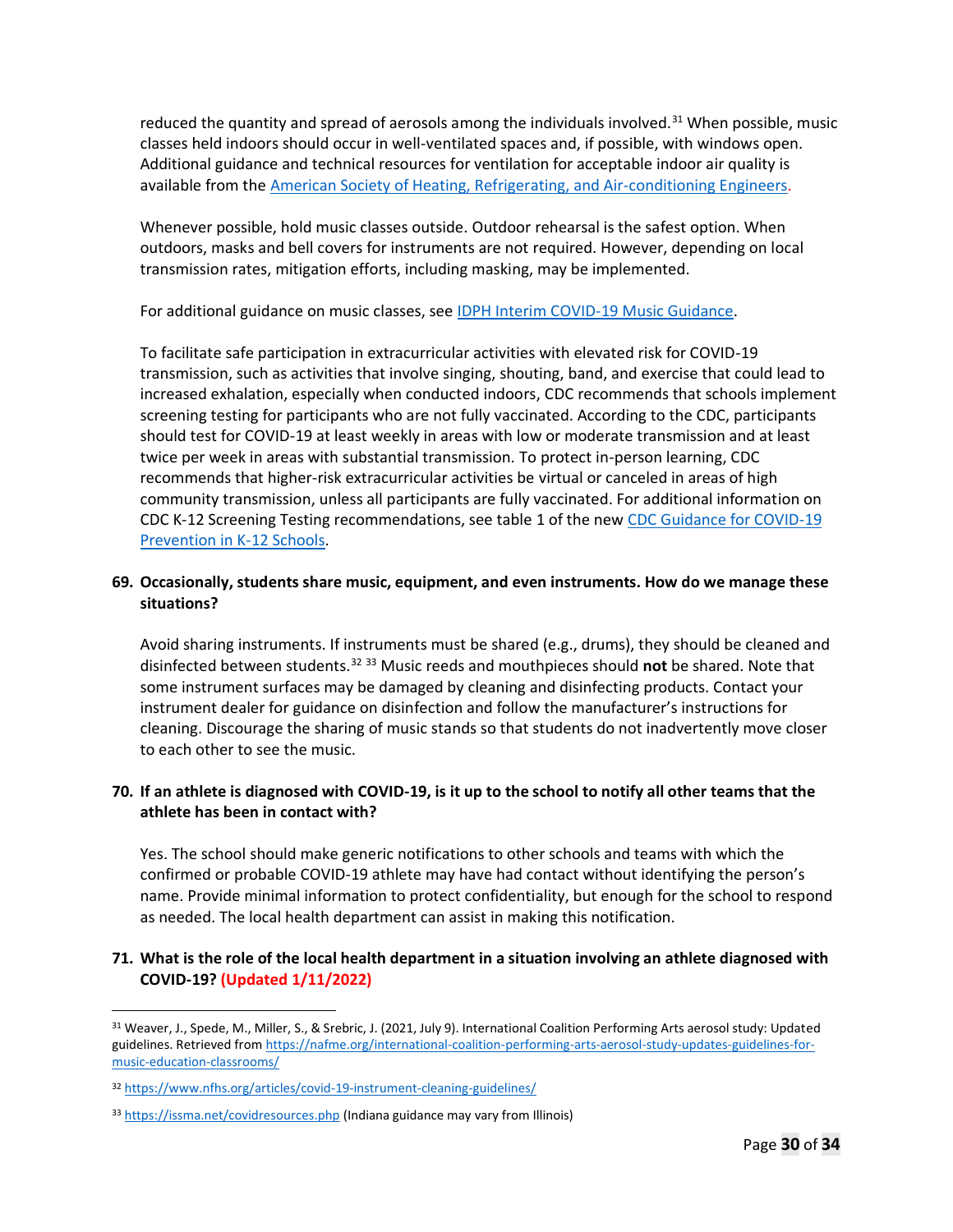reduced the quantity and spread of aerosols among the individuals involved.[31] When possible, music classes held indoors should occur in well-ventilated spaces and, if possible, with windows open. Additional guidance and technical resources for ventilation for acceptable indoor air quality is available from the [American Society of Heating, Refrigerating, and Air-conditioning Engineers](#).

Whenever possible, hold music classes outside. Outdoor rehearsal is the safest option. When outdoors, masks and bell covers for instruments are not required. However, depending on local transmission rates, mitigation efforts, including masking, may be implemented.

For additional guidance on music classes, see [IDPH Interim COVID-19 Music Guidance](#).

To facilitate safe participation in extracurricular activities with elevated risk for COVID-19 transmission, such as activities that involve singing, shouting, band, and exercise that could lead to increased exhalation, especially when conducted indoors, CDC recommends that schools implement screening testing for participants who are not fully vaccinated. According to the CDC, participants should test for COVID-19 at least weekly in areas with low or moderate transmission and at least twice per week in areas with substantial transmission. To protect in-person learning, CDC recommends that higher-risk extracurricular activities be virtual or canceled in areas of high community transmission, unless all participants are fully vaccinated. For additional information on CDC K-12 Screening Testing recommendations, see table 1 of the new [CDC Guidance for COVID-19 Prevention in K-12 Schools](#).

**69. Occasionally, students share music, equipment, and even instruments. How do we manage these situations?**

Avoid sharing instruments. If instruments must be shared (e.g., drums), they should be cleaned and disinfected between students.[32] [33] Music reeds and mouthpieces should **not** be shared. Note that some instrument surfaces may be damaged by cleaning and disinfecting products. Contact your instrument dealer for guidance on disinfection and follow the manufacturer's instructions for cleaning. Discourage the sharing of music stands so that students do not inadvertently move closer to each other to see the music.

**70. If an athlete is diagnosed with COVID-19, is it up to the school to notify all other teams that the athlete has been in contact with?**

Yes. The school should make generic notifications to other schools and teams with which the confirmed or probable COVID-19 athlete may have had contact without identifying the person's name. Provide minimal information to protect confidentiality, but enough for the school to respond as needed. The local health department can assist in making this notification.

**71. What is the role of the local health department in a situation involving an athlete diagnosed with COVID-19? (Updated 1/11/2022)**

---

[31] Weaver, J., Spede, M., Miller, S., & Srebric, J. (2021, July 9). International Coalition Performing Arts aerosol study: Updated guidelines. Retrieved from https://nafme.org/international-coalition-performing-arts-aerosol-study-updates-guidelines-for-music-education-classrooms/

[32] https://www.nfhs.org/articles/covid-19-instrument-cleaning-guidelines/

[33] https://issma.net/covidresources.php (Indiana guidance may vary from Illinois)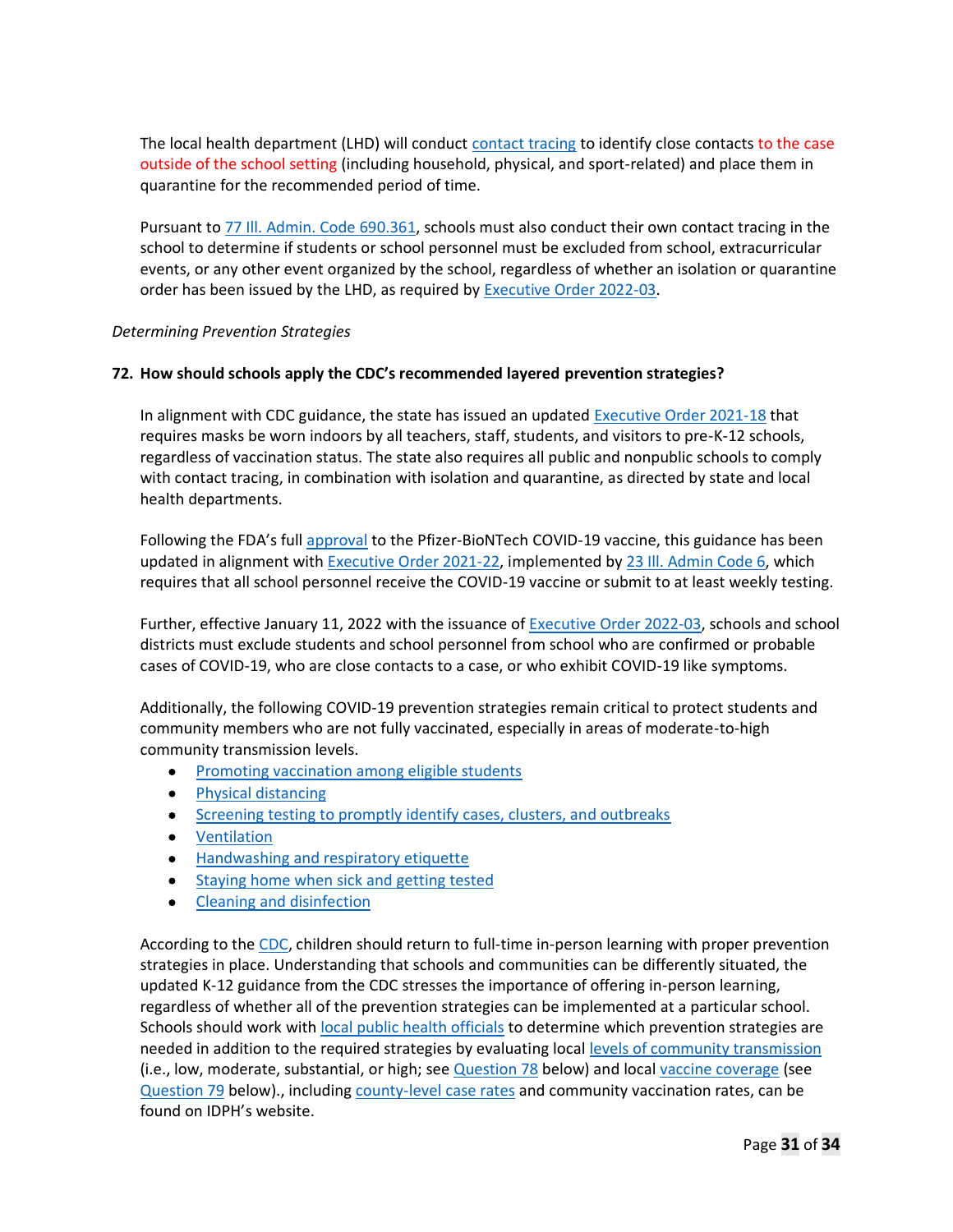The local health department (LHD) will conduct contact tracing to identify close contacts to the case outside of the school setting (including household, physical, and sport-related) and place them in quarantine for the recommended period of time.

Pursuant to 77 Ill. Admin. Code 690.361, schools must also conduct their own contact tracing in the school to determine if students or school personnel must be excluded from school, extracurricular events, or any other event organized by the school, regardless of whether an isolation or quarantine order has been issued by the LHD, as required by Executive Order 2022-03.

*Determining Prevention Strategies*

**72. How should schools apply the CDC's recommended layered prevention strategies?**

In alignment with CDC guidance, the state has issued an updated Executive Order 2021-18 that requires masks be worn indoors by all teachers, staff, students, and visitors to pre-K-12 schools, regardless of vaccination status. The state also requires all public and nonpublic schools to comply with contact tracing, in combination with isolation and quarantine, as directed by state and local health departments.

Following the FDA's full approval to the Pfizer-BioNTech COVID-19 vaccine, this guidance has been updated in alignment with Executive Order 2021-22, implemented by 23 Ill. Admin Code 6, which requires that all school personnel receive the COVID-19 vaccine or submit to at least weekly testing.

Further, effective January 11, 2022 with the issuance of Executive Order 2022-03, schools and school districts must exclude students and school personnel from school who are confirmed or probable cases of COVID-19, who are close contacts to a case, or who exhibit COVID-19 like symptoms.

Additionally, the following COVID-19 prevention strategies remain critical to protect students and community members who are not fully vaccinated, especially in areas of moderate-to-high community transmission levels.

- Promoting vaccination among eligible students
- Physical distancing
- Screening testing to promptly identify cases, clusters, and outbreaks
- Ventilation
- Handwashing and respiratory etiquette
- Staying home when sick and getting tested
- Cleaning and disinfection

According to the CDC, children should return to full-time in-person learning with proper prevention strategies in place. Understanding that schools and communities can be differently situated, the updated K-12 guidance from the CDC stresses the importance of offering in-person learning, regardless of whether all of the prevention strategies can be implemented at a particular school. Schools should work with local public health officials to determine which prevention strategies are needed in addition to the required strategies by evaluating local levels of community transmission (i.e., low, moderate, substantial, or high; see Question 78 below) and local vaccine coverage (see Question 79 below)., including county-level case rates and community vaccination rates, can be found on IDPH's website.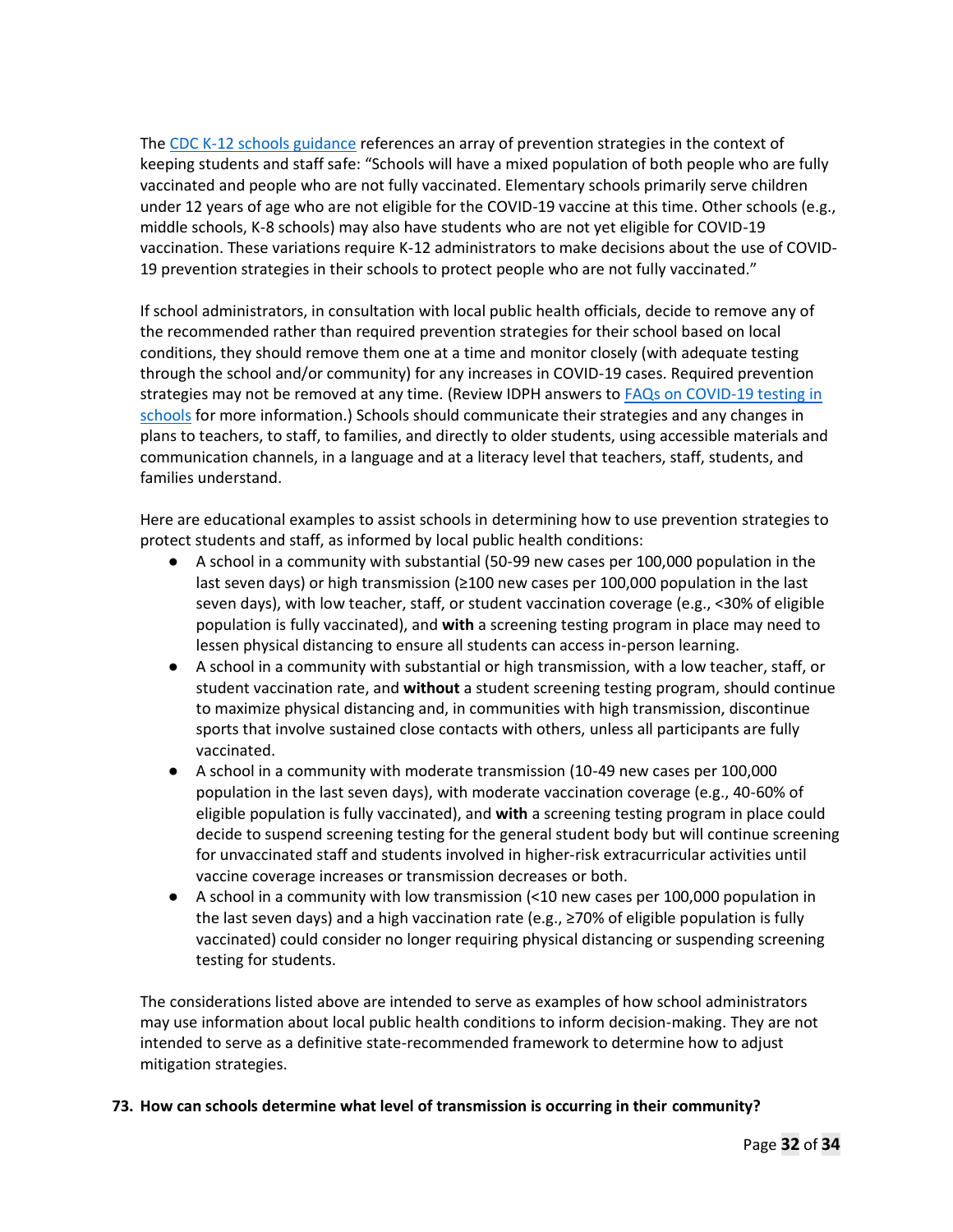The [CDC K-12 schools guidance](#) references an array of prevention strategies in the context of keeping students and staff safe: "Schools will have a mixed population of both people who are fully vaccinated and people who are not fully vaccinated. Elementary schools primarily serve children under 12 years of age who are not eligible for the COVID-19 vaccine at this time. Other schools (e.g., middle schools, K-8 schools) may also have students who are not yet eligible for COVID-19 vaccination. These variations require K-12 administrators to make decisions about the use of COVID-19 prevention strategies in their schools to protect people who are not fully vaccinated."

If school administrators, in consultation with local public health officials, decide to remove any of the recommended rather than required prevention strategies for their school based on local conditions, they should remove them one at a time and monitor closely (with adequate testing through the school and/or community) for any increases in COVID-19 cases. Required prevention strategies may not be removed at any time. (Review IDPH answers to [FAQs on COVID-19 testing in schools](#) for more information.) Schools should communicate their strategies and any changes in plans to teachers, to staff, to families, and directly to older students, using accessible materials and communication channels, in a language and at a literacy level that teachers, staff, students, and families understand.

Here are educational examples to assist schools in determining how to use prevention strategies to protect students and staff, as informed by local public health conditions:

- A school in a community with substantial (50-99 new cases per 100,000 population in the last seven days) or high transmission (≥100 new cases per 100,000 population in the last seven days), with low teacher, staff, or student vaccination coverage (e.g., <30% of eligible population is fully vaccinated), and **with** a screening testing program in place may need to lessen physical distancing to ensure all students can access in-person learning.
- A school in a community with substantial or high transmission, with a low teacher, staff, or student vaccination rate, and **without** a student screening testing program, should continue to maximize physical distancing and, in communities with high transmission, discontinue sports that involve sustained close contacts with others, unless all participants are fully vaccinated.
- A school in a community with moderate transmission (10-49 new cases per 100,000 population in the last seven days), with moderate vaccination coverage (e.g., 40-60% of eligible population is fully vaccinated), and **with** a screening testing program in place could decide to suspend screening testing for the general student body but will continue screening for unvaccinated staff and students involved in higher-risk extracurricular activities until vaccine coverage increases or transmission decreases or both.
- A school in a community with low transmission (<10 new cases per 100,000 population in the last seven days) and a high vaccination rate (e.g., ≥70% of eligible population is fully vaccinated) could consider no longer requiring physical distancing or suspending screening testing for students.

The considerations listed above are intended to serve as examples of how school administrators may use information about local public health conditions to inform decision-making. They are not intended to serve as a definitive state-recommended framework to determine how to adjust mitigation strategies.

**73. How can schools determine what level of transmission is occurring in their community?**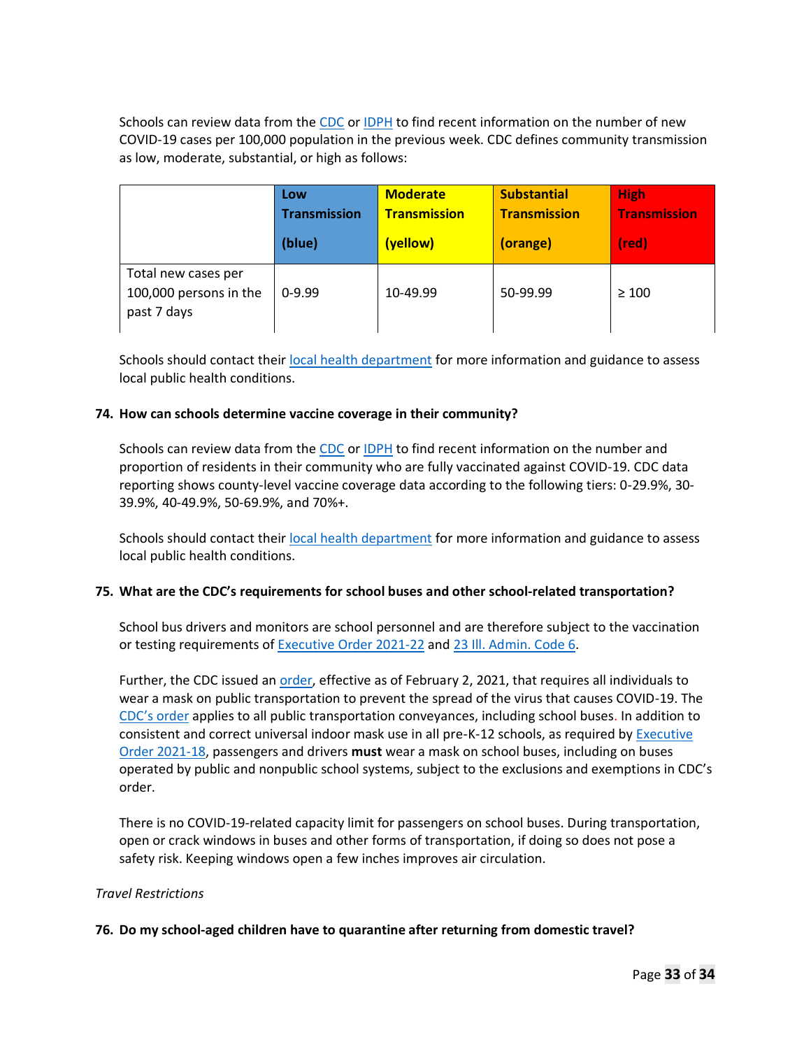Schools can review data from the CDC or IDPH to find recent information on the number of new COVID-19 cases per 100,000 population in the previous week. CDC defines community transmission as low, moderate, substantial, or high as follows:

| | Low Transmission (blue) | Moderate Transmission (yellow) | Substantial Transmission (orange) | High Transmission (red) |
|---|---|---|---|---|
| Total new cases per 100,000 persons in the past 7 days | 0-9.99 | 10-49.99 | 50-99.99 | ≥ 100 |

Schools should contact their local health department for more information and guidance to assess local public health conditions.

**74. How can schools determine vaccine coverage in their community?**

Schools can review data from the CDC or IDPH to find recent information on the number and proportion of residents in their community who are fully vaccinated against COVID-19. CDC data reporting shows county-level vaccine coverage data according to the following tiers: 0-29.9%, 30-39.9%, 40-49.9%, 50-69.9%, and 70%+.

Schools should contact their local health department for more information and guidance to assess local public health conditions.

**75. What are the CDC's requirements for school buses and other school-related transportation?**

School bus drivers and monitors are school personnel and are therefore subject to the vaccination or testing requirements of Executive Order 2021-22 and 23 Ill. Admin. Code 6.

Further, the CDC issued an order, effective as of February 2, 2021, that requires all individuals to wear a mask on public transportation to prevent the spread of the virus that causes COVID-19. The CDC's order applies to all public transportation conveyances, including school buses. In addition to consistent and correct universal indoor mask use in all pre-K-12 schools, as required by Executive Order 2021-18, passengers and drivers **must** wear a mask on school buses, including on buses operated by public and nonpublic school systems, subject to the exclusions and exemptions in CDC's order.

There is no COVID-19-related capacity limit for passengers on school buses. During transportation, open or crack windows in buses and other forms of transportation, if doing so does not pose a safety risk. Keeping windows open a few inches improves air circulation.

*Travel Restrictions*

**76. Do my school-aged children have to quarantine after returning from domestic travel?**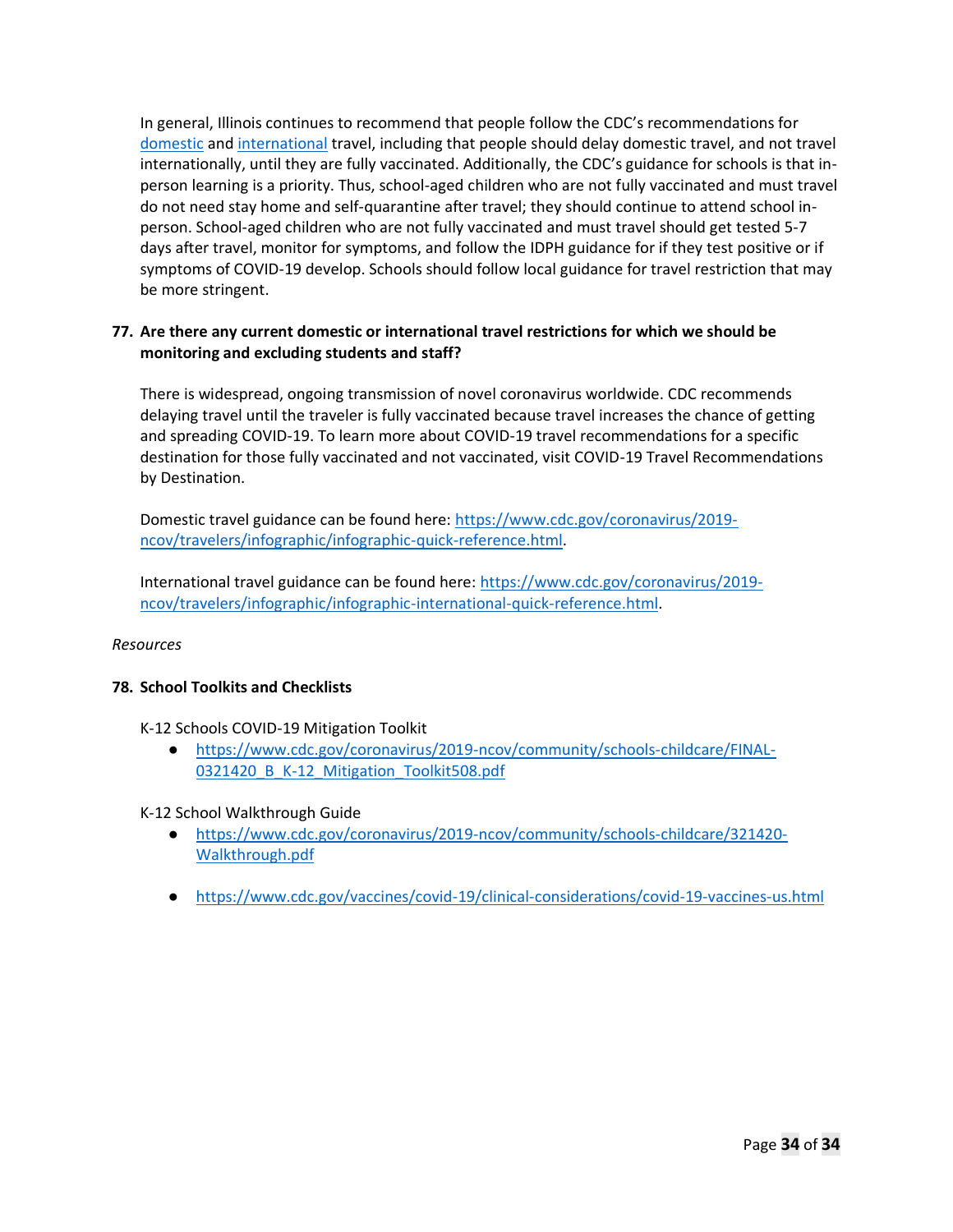In general, Illinois continues to recommend that people follow the CDC's recommendations for [domestic](#) and [international](#) travel, including that people should delay domestic travel, and not travel internationally, until they are fully vaccinated. Additionally, the CDC's guidance for schools is that in-person learning is a priority. Thus, school-aged children who are not fully vaccinated and must travel do not need stay home and self-quarantine after travel; they should continue to attend school in-person. School-aged children who are not fully vaccinated and must travel should get tested 5-7 days after travel, monitor for symptoms, and follow the IDPH guidance for if they test positive or if symptoms of COVID-19 develop. Schools should follow local guidance for travel restriction that may be more stringent.

**77. Are there any current domestic or international travel restrictions for which we should be monitoring and excluding students and staff?**

There is widespread, ongoing transmission of novel coronavirus worldwide. CDC recommends delaying travel until the traveler is fully vaccinated because travel increases the chance of getting and spreading COVID-19. To learn more about COVID-19 travel recommendations for a specific destination for those fully vaccinated and not vaccinated, visit COVID-19 Travel Recommendations by Destination.

Domestic travel guidance can be found here: https://www.cdc.gov/coronavirus/2019-ncov/travelers/infographic/infographic-quick-reference.html.

International travel guidance can be found here: https://www.cdc.gov/coronavirus/2019-ncov/travelers/infographic/infographic-international-quick-reference.html.

*Resources*

**78. School Toolkits and Checklists**

K-12 Schools COVID-19 Mitigation Toolkit

- https://www.cdc.gov/coronavirus/2019-ncov/community/schools-childcare/FINAL-0321420_B_K-12_Mitigation_Toolkit508.pdf

K-12 School Walkthrough Guide

- https://www.cdc.gov/coronavirus/2019-ncov/community/schools-childcare/321420-Walkthrough.pdf

- https://www.cdc.gov/vaccines/covid-19/clinical-considerations/covid-19-vaccines-us.html